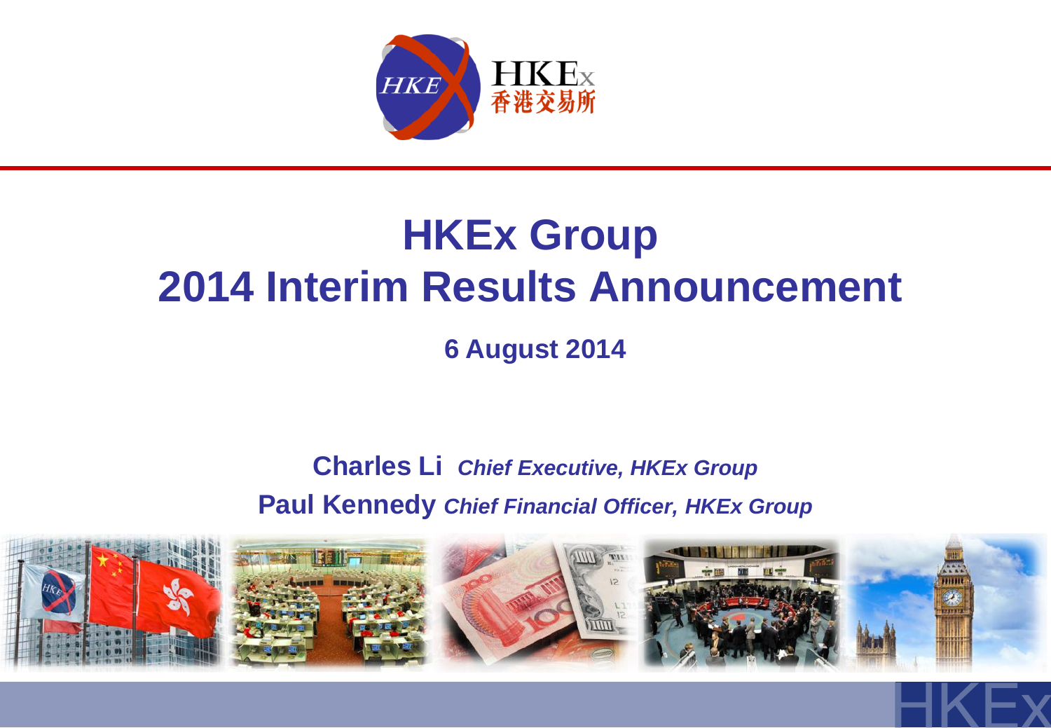# HKEx Group
# 2014 Interim Results Announcement

**6 August 2014**

**Charles Li** ***Chief Executive, HKEx Group***

**Paul Kennedy** ***Chief Financial Officer, HKEx Group***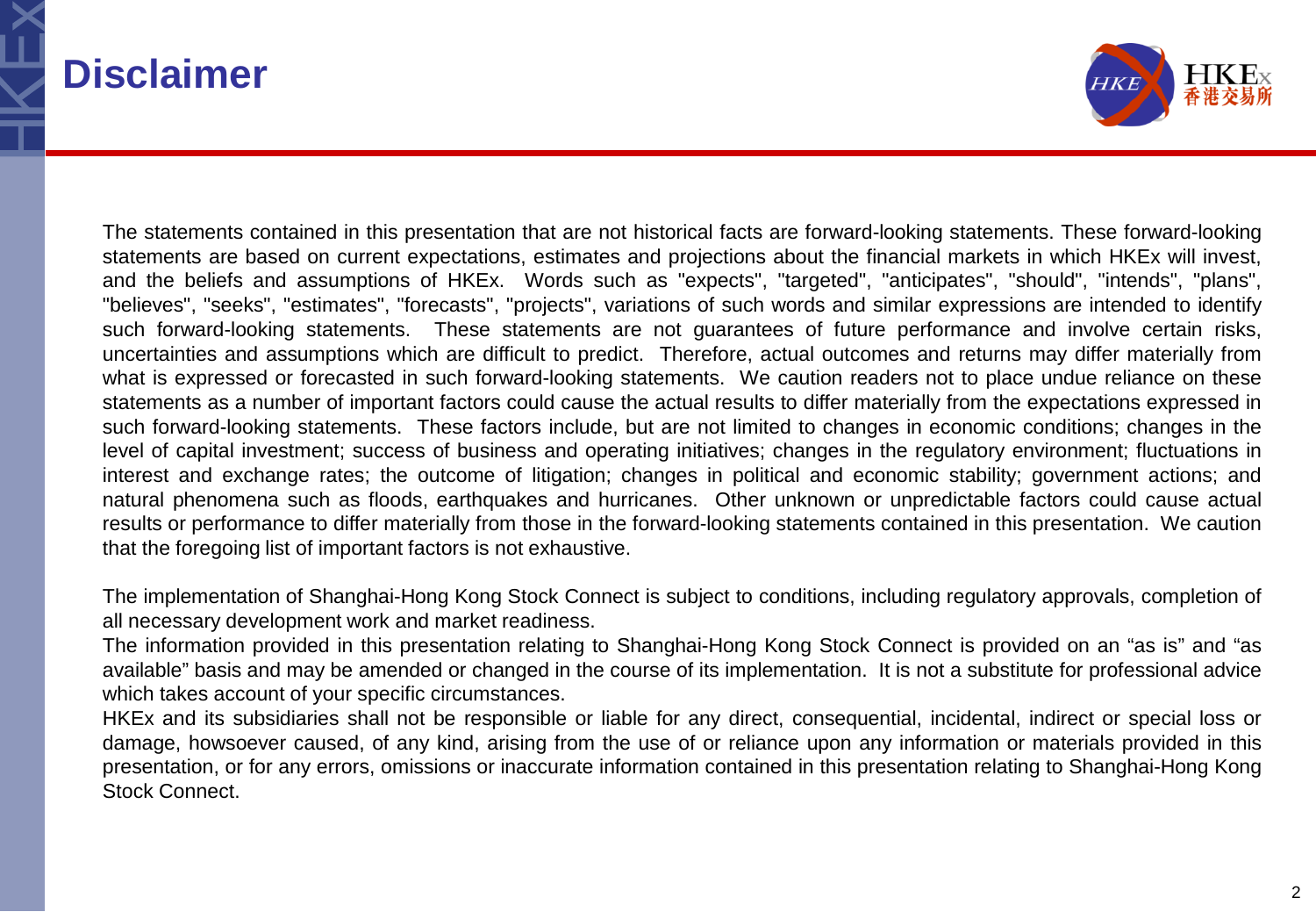# Disclaimer

The statements contained in this presentation that are not historical facts are forward-looking statements. These forward-looking statements are based on current expectations, estimates and projections about the financial markets in which HKEx will invest, and the beliefs and assumptions of HKEx. Words such as "expects", "targeted", "anticipates", "should", "intends", "plans", "believes", "seeks", "estimates", "forecasts", "projects", variations of such words and similar expressions are intended to identify such forward-looking statements. These statements are not guarantees of future performance and involve certain risks, uncertainties and assumptions which are difficult to predict. Therefore, actual outcomes and returns may differ materially from what is expressed or forecasted in such forward-looking statements. We caution readers not to place undue reliance on these statements as a number of important factors could cause the actual results to differ materially from the expectations expressed in such forward-looking statements. These factors include, but are not limited to changes in economic conditions; changes in the level of capital investment; success of business and operating initiatives; changes in the regulatory environment; fluctuations in interest and exchange rates; the outcome of litigation; changes in political and economic stability; government actions; and natural phenomena such as floods, earthquakes and hurricanes. Other unknown or unpredictable factors could cause actual results or performance to differ materially from those in the forward-looking statements contained in this presentation. We caution that the foregoing list of important factors is not exhaustive.

The implementation of Shanghai-Hong Kong Stock Connect is subject to conditions, including regulatory approvals, completion of all necessary development work and market readiness.
The information provided in this presentation relating to Shanghai-Hong Kong Stock Connect is provided on an “as is” and “as available” basis and may be amended or changed in the course of its implementation. It is not a substitute for professional advice which takes account of your specific circumstances.
HKEx and its subsidiaries shall not be responsible or liable for any direct, consequential, incidental, indirect or special loss or damage, howsoever caused, of any kind, arising from the use of or reliance upon any information or materials provided in this presentation, or for any errors, omissions or inaccurate information contained in this presentation relating to Shanghai-Hong Kong Stock Connect.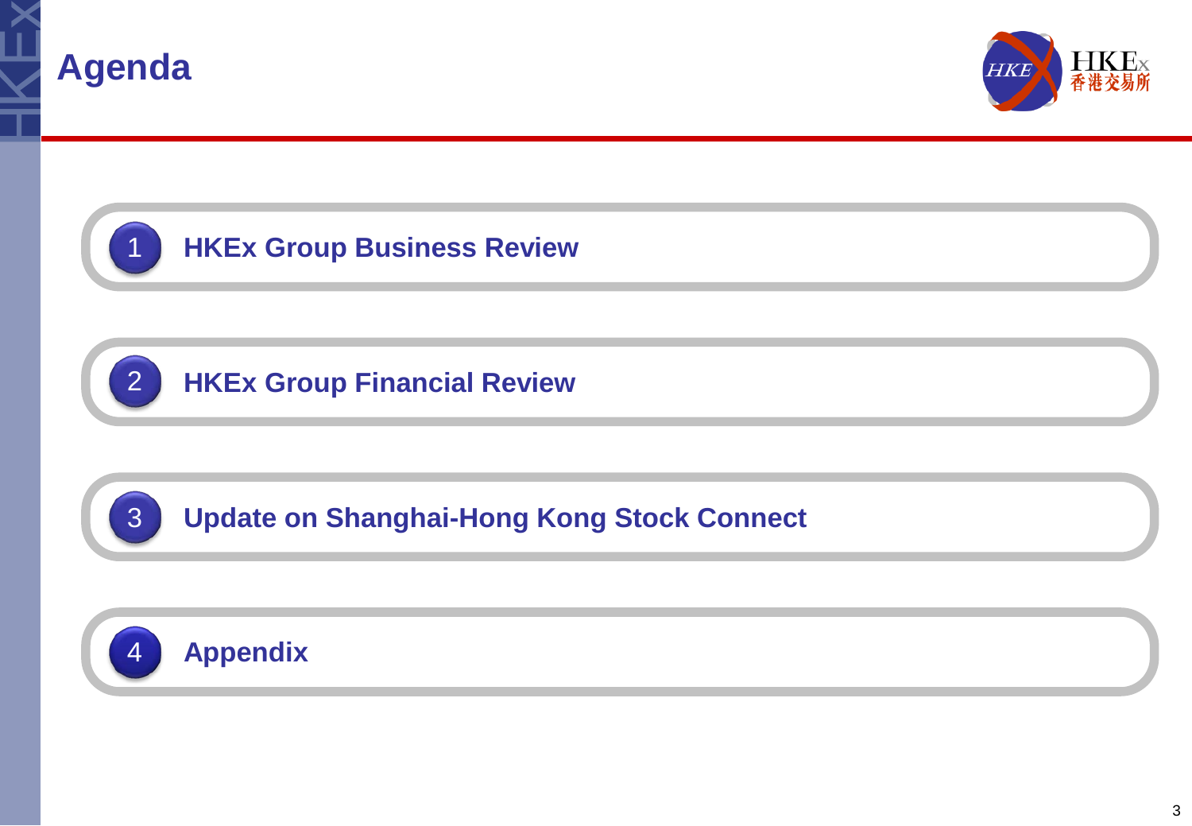# Agenda

1. HKEx Group Business Review
2. HKEx Group Financial Review
3. Update on Shanghai-Hong Kong Stock Connect
4. Appendix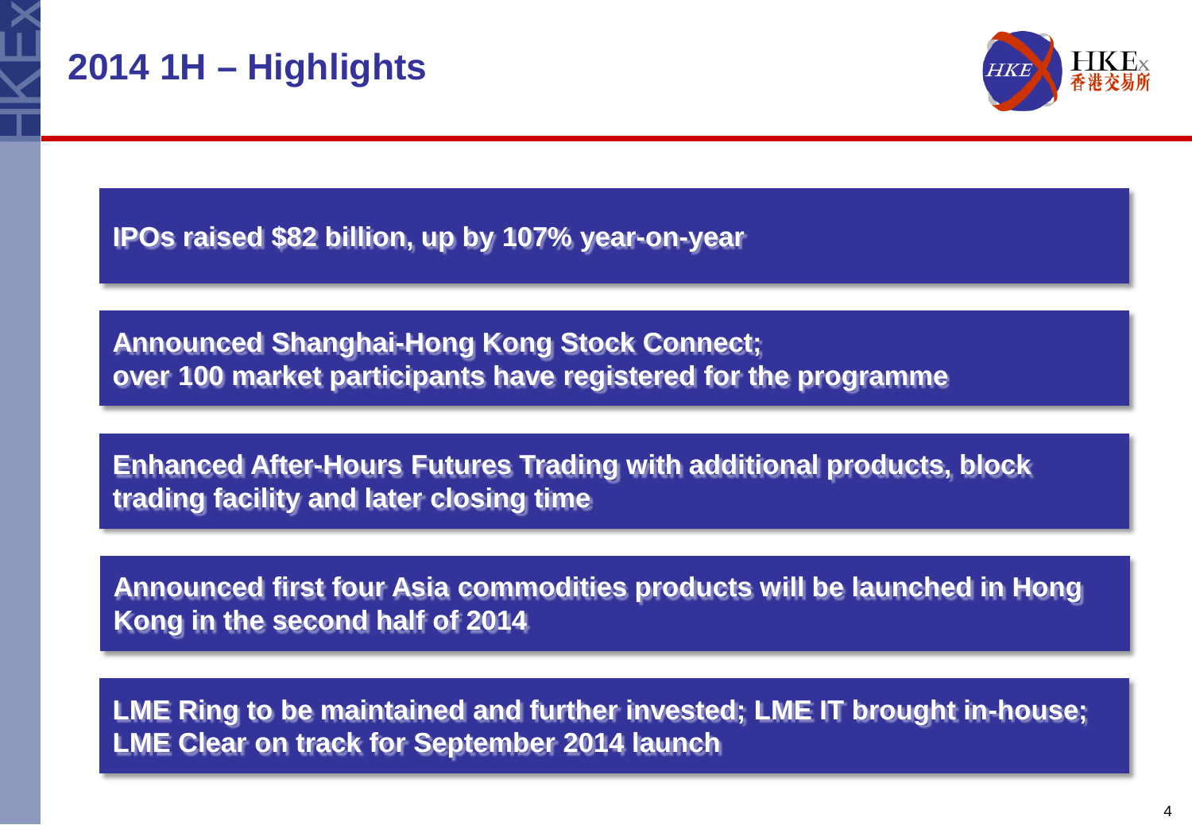# 2014 1H – Highlights

**IPOs raised $82 billion, up by 107% year-on-year**

**Announced Shanghai-Hong Kong Stock Connect; over 100 market participants have registered for the programme**

**Enhanced After-Hours Futures Trading with additional products, block trading facility and later closing time**

**Announced first four Asia commodities products will be launched in Hong Kong in the second half of 2014**

**LME Ring to be maintained and further invested; LME IT brought in-house; LME Clear on track for September 2014 launch**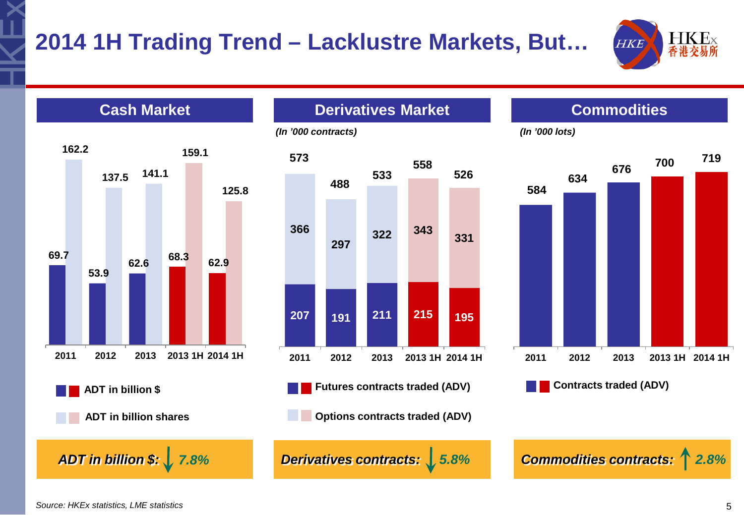# 2014 1H Trading Trend – Lacklustre Markets, But…

## Cash Market

| | 2011 | 2012 | 2013 | 2013 1H | 2014 1H |
|---|---|---|---|---|---|
| ADT in billion $ | 69.7 | 53.9 | 62.6 | 68.3 | 62.9 |
| ADT in billion shares | 162.2 | 137.5 | 141.1 | 159.1 | 125.8 |

***ADT in billion $: ↓ 7.8%***

## Derivatives Market

*(In '000 contracts)*

| | 2011 | 2012 | 2013 | 2013 1H | 2014 1H |
|---|---|---|---|---|---|
| Futures contracts traded (ADV) | 207 | 191 | 211 | 215 | 195 |
| Options contracts traded (ADV) | 366 | 297 | 322 | 343 | 331 |
| Total | 573 | 488 | 533 | 558 | 526 |

***Derivatives contracts: ↓ 5.8%***

## Commodities

*(In '000 lots)*

| | 2011 | 2012 | 2013 | 2013 1H | 2014 1H |
|---|---|---|---|---|---|
| Contracts traded (ADV) | 584 | 634 | 676 | 700 | 719 |

***Commodities contracts: ↑ 2.8%***

*Source: HKEx statistics, LME statistics*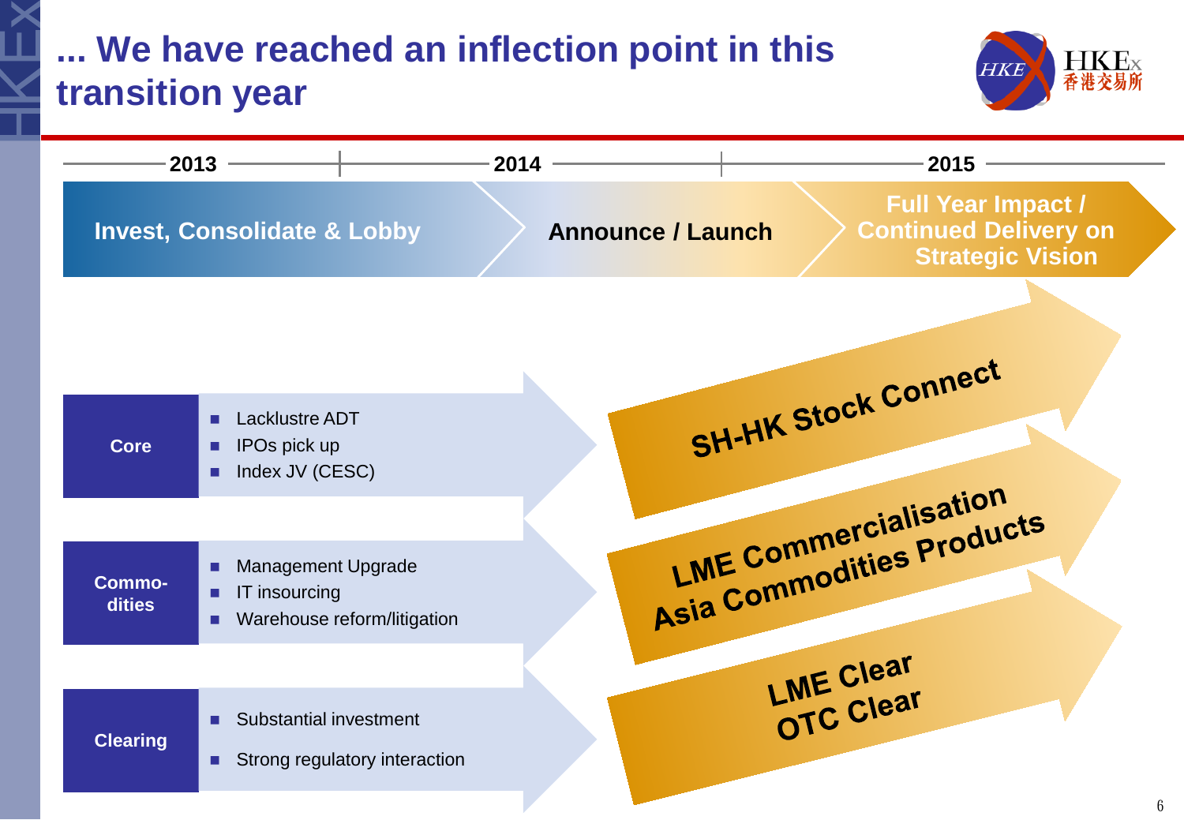# ... We have reached an inflection point in this transition year

| 2013 | 2014 | 2015 |
|---|---|---|
| Invest, Consolidate & Lobby | Announce / Launch | Full Year Impact / Continued Delivery on Strategic Vision |

**Core**

- Lacklustre ADT
- IPOs pick up
- Index JV (CESC)

→ SH-HK Stock Connect

**Commo-dities**

- Management Upgrade
- IT insourcing
- Warehouse reform/litigation

→ LME Commercialisation
Asia Commodities Products

**Clearing**

- Substantial investment
- Strong regulatory interaction

→ LME Clear
OTC Clear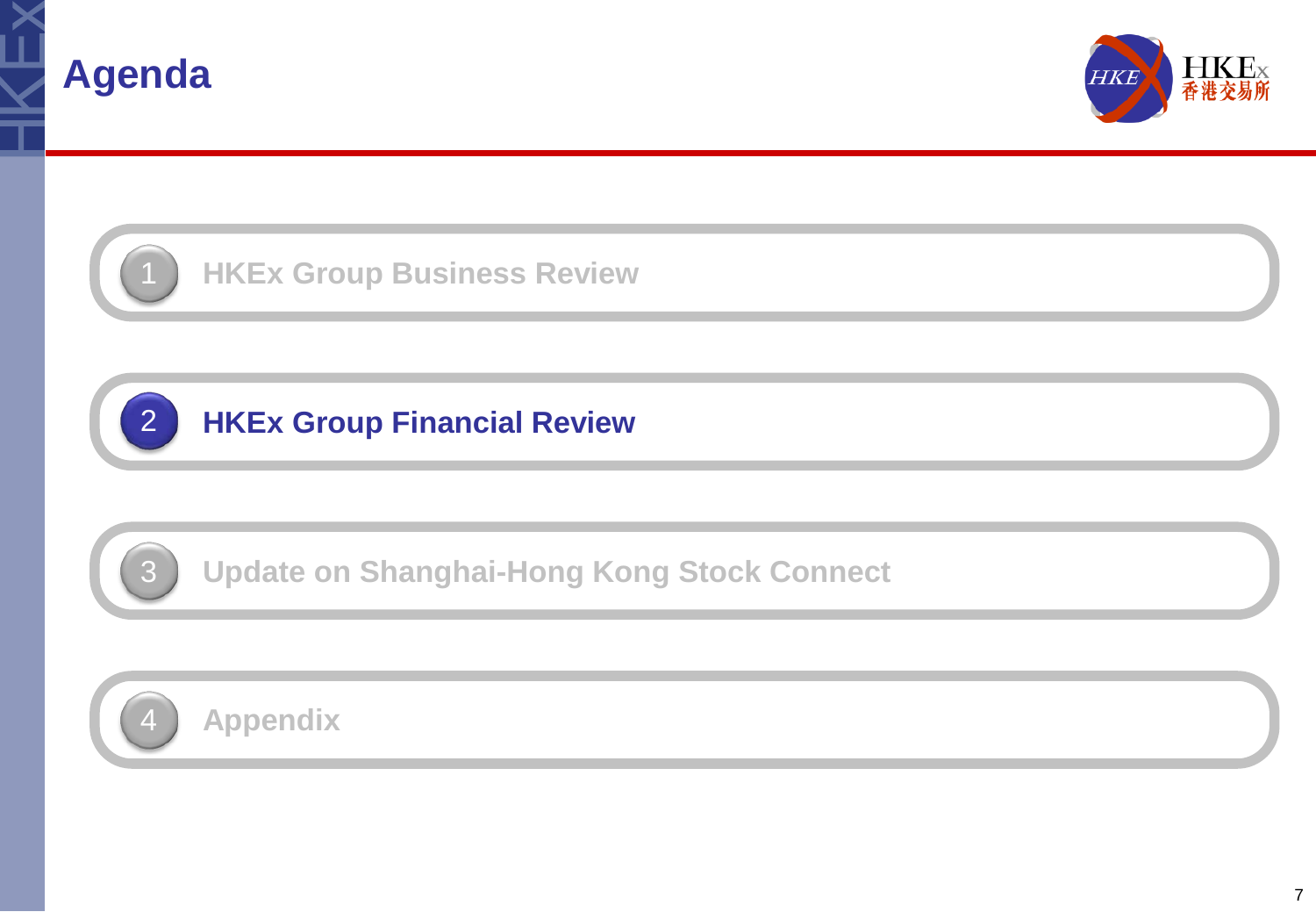# Agenda

1. HKEx Group Business Review
2. **HKEx Group Financial Review**
3. Update on Shanghai-Hong Kong Stock Connect
4. Appendix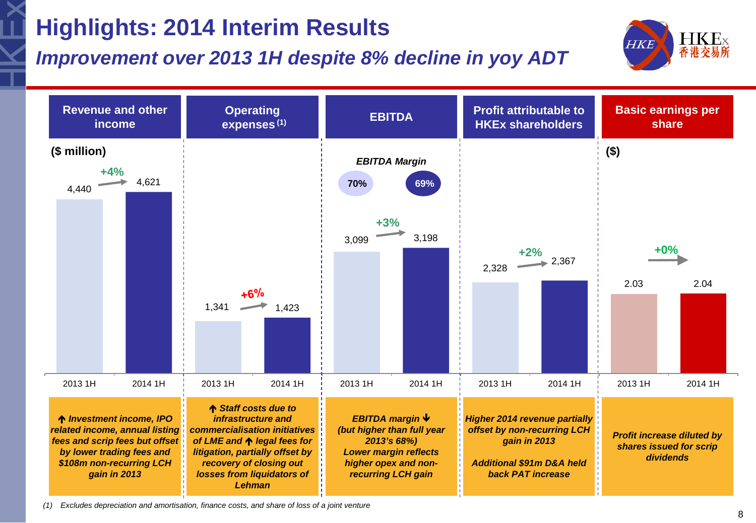# Highlights: 2014 Interim Results

## *Improvement over 2013 1H despite 8% decline in yoy ADT*

| | Revenue and other income ($ million) | Operating expenses (1) | EBITDA | Profit attributable to HKEx shareholders | Basic earnings per share ($) |
|---|---|---|---|---|---|
| 2013 1H | 4,440 | 1,341 | 3,099 | 2,328 | 2.03 |
| 2014 1H | 4,621 | 1,423 | 3,198 | 2,367 | 2.04 |
| Change | +4% | +6% | +3% | +2% | +0% |

**EBITDA Margin:** 2013 1H: 70%; 2014 1H: 69%

**Revenue and other income:** *↑ Investment income, IPO related income, annual listing fees and scrip fees but offset by lower trading fees and $108m non-recurring LCH gain in 2013*

**Operating expenses:** *↑ Staff costs due to infrastructure and commercialisation initiatives of LME and ↑ legal fees for litigation, partially offset by recovery of closing out losses from liquidators of Lehman*

**EBITDA:** *EBITDA margin ↓ (but higher than full year 2013's 68%) Lower margin reflects higher opex and non-recurring LCH gain*

**Profit attributable to HKEx shareholders:** *Higher 2014 revenue partially offset by non-recurring LCH gain in 2013*

*Additional $91m D&A held back PAT increase*

**Basic earnings per share:** *Profit increase diluted by shares issued for scrip dividends*

*(1) Excludes depreciation and amortisation, finance costs, and share of loss of a joint venture*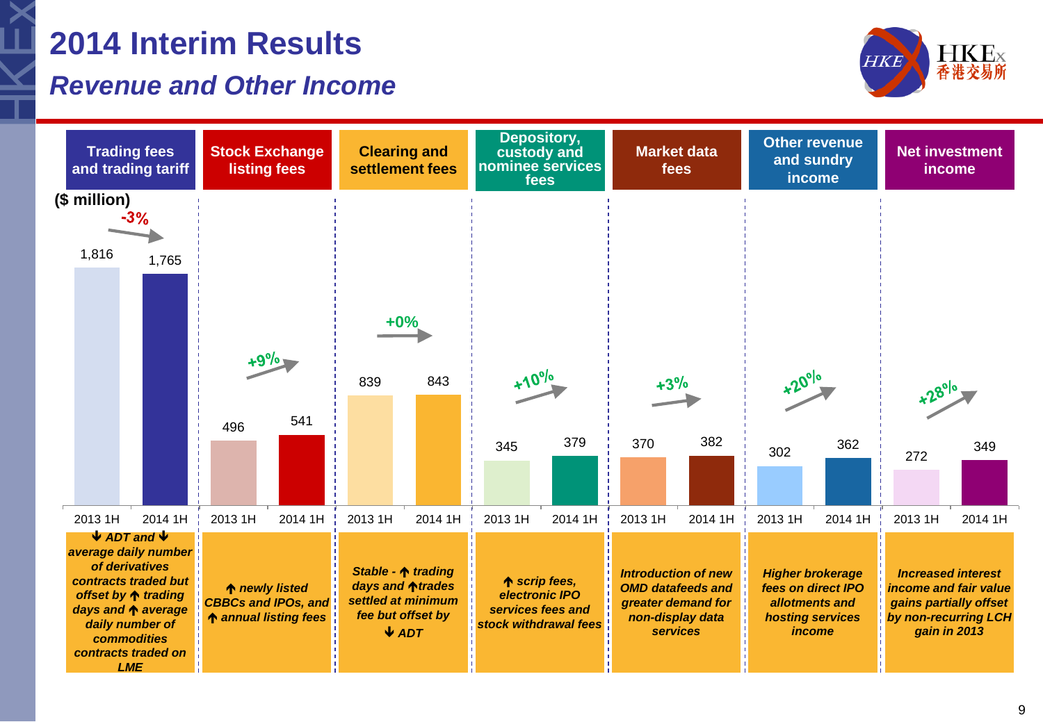# 2014 Interim Results

## *Revenue and Other Income*

($ million)

| | 2013 1H | 2014 1H | Change | Drivers |
|---|---|---|---|---|
| Trading fees and trading tariff | 1,816 | 1,765 | -3% | *↓ ADT and ↓ average daily number of derivatives contracts traded but offset by ↑ trading days and ↑ average daily number of commodities contracts traded on LME* |
| Stock Exchange listing fees | 496 | 541 | +9% | *↑ newly listed CBBCs and IPOs, and ↑ annual listing fees* |
| Clearing and settlement fees | 839 | 843 | +0% | *Stable - ↑ trading days and ↑trades settled at minimum fee but offset by ↓ ADT* |
| Depository, custody and nominee services fees | 345 | 379 | +10% | *↑ scrip fees, electronic IPO services fees and stock withdrawal fees* |
| Market data fees | 370 | 382 | +3% | *Introduction of new OMD datafeeds and greater demand for non-display data services* |
| Other revenue and sundry income | 302 | 362 | +20% | *Higher brokerage fees on direct IPO allotments and hosting services income* |
| Net investment income | 272 | 349 | +28% | *Increased interest income and fair value gains partially offset by non-recurring LCH gain in 2013* |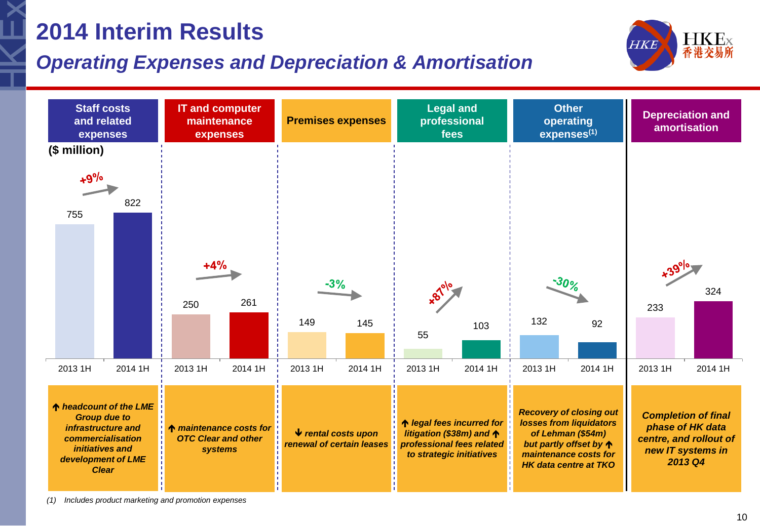# 2014 Interim Results

## *Operating Expenses and Depreciation & Amortisation*

($ million)

| | Staff costs and related expenses | IT and computer maintenance expenses | Premises expenses | Legal and professional fees | Other operating expenses[(1)] | Depreciation and amortisation |
|---|---|---|---|---|---|---|
| 2013 1H | 755 | 250 | 149 | 55 | 132 | 233 |
| 2014 1H | 822 | 261 | 145 | 103 | 92 | 324 |
| Change | +9% | +4% | -3% | +87% | -30% | +39% |
| Drivers | ↑ *headcount of the LME Group due to infrastructure and commercialisation initiatives and development of LME Clear* | ↑ *maintenance costs for OTC Clear and other systems* | ↓ *rental costs upon renewal of certain leases* | ↑ *legal fees incurred for litigation ($38m) and* ↑ *professional fees related to strategic initiatives* | *Recovery of closing out losses from liquidators of Lehman ($54m) but partly offset by* ↑ *maintenance costs for HK data centre at TKO* | *Completion of final phase of HK data centre, and rollout of new IT systems in 2013 Q4* |

*(1) Includes product marketing and promotion expenses*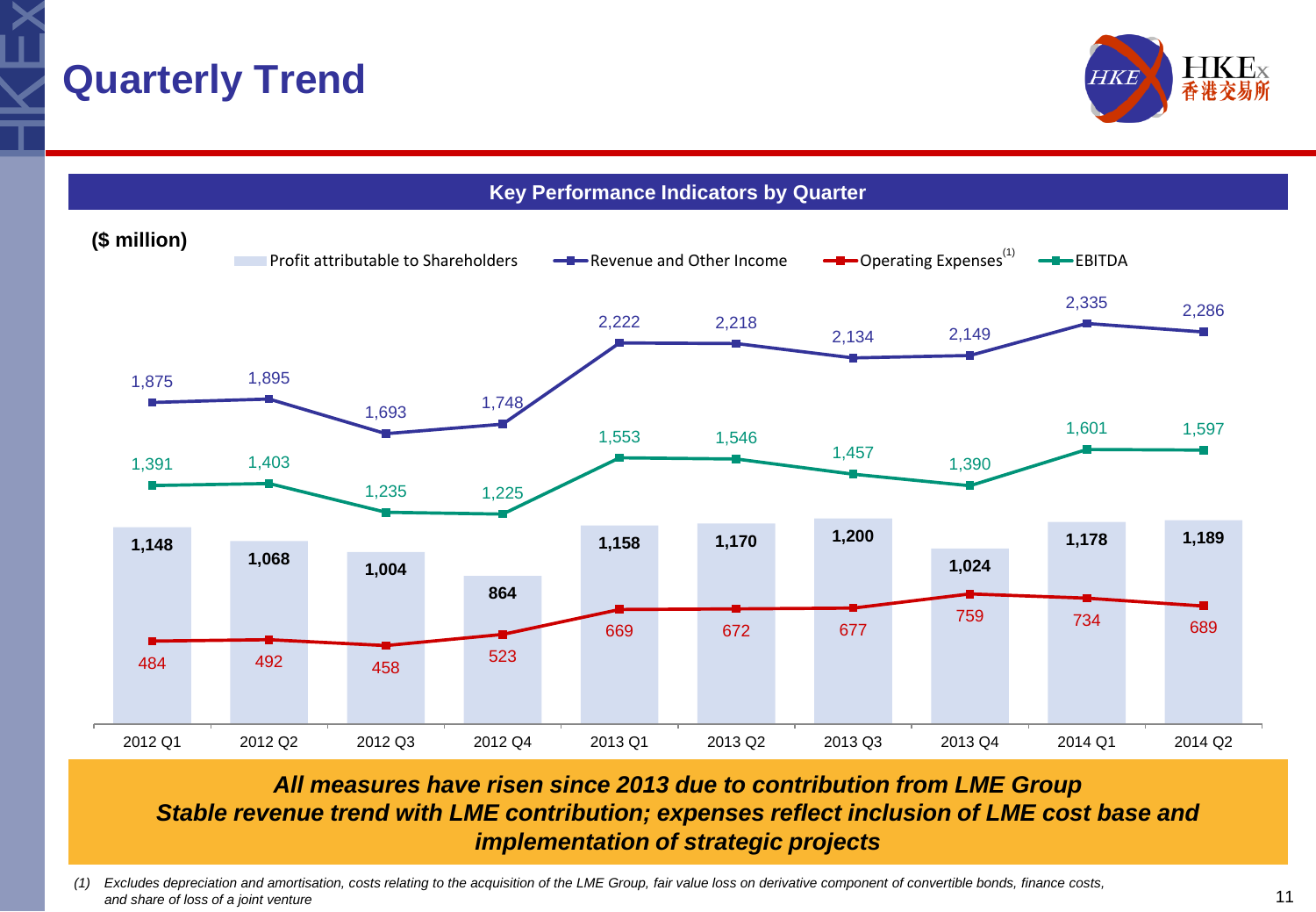# Quarterly Trend

## Key Performance Indicators by Quarter

($ million)

| | 2012 Q1 | 2012 Q2 | 2012 Q3 | 2012 Q4 | 2013 Q1 | 2013 Q2 | 2013 Q3 | 2013 Q4 | 2014 Q1 | 2014 Q2 |
|---|---|---|---|---|---|---|---|---|---|---|
| Revenue and Other Income | 1,875 | 1,895 | 1,693 | 1,748 | 2,222 | 2,218 | 2,134 | 2,149 | 2,335 | 2,286 |
| EBITDA | 1,391 | 1,403 | 1,235 | 1,225 | 1,553 | 1,546 | 1,457 | 1,390 | 1,601 | 1,597 |
| Profit attributable to Shareholders | 1,148 | 1,068 | 1,004 | 864 | 1,158 | 1,170 | 1,200 | 1,024 | 1,178 | 1,189 |
| Operating Expenses[(1)] | 484 | 492 | 458 | 523 | 669 | 672 | 677 | 759 | 734 | 689 |

***All measures have risen since 2013 due to contribution from LME Group***
***Stable revenue trend with LME contribution; expenses reflect inclusion of LME cost base and implementation of strategic projects***

*(1) Excludes depreciation and amortisation, costs relating to the acquisition of the LME Group, fair value loss on derivative component of convertible bonds, finance costs, and share of loss of a joint venture*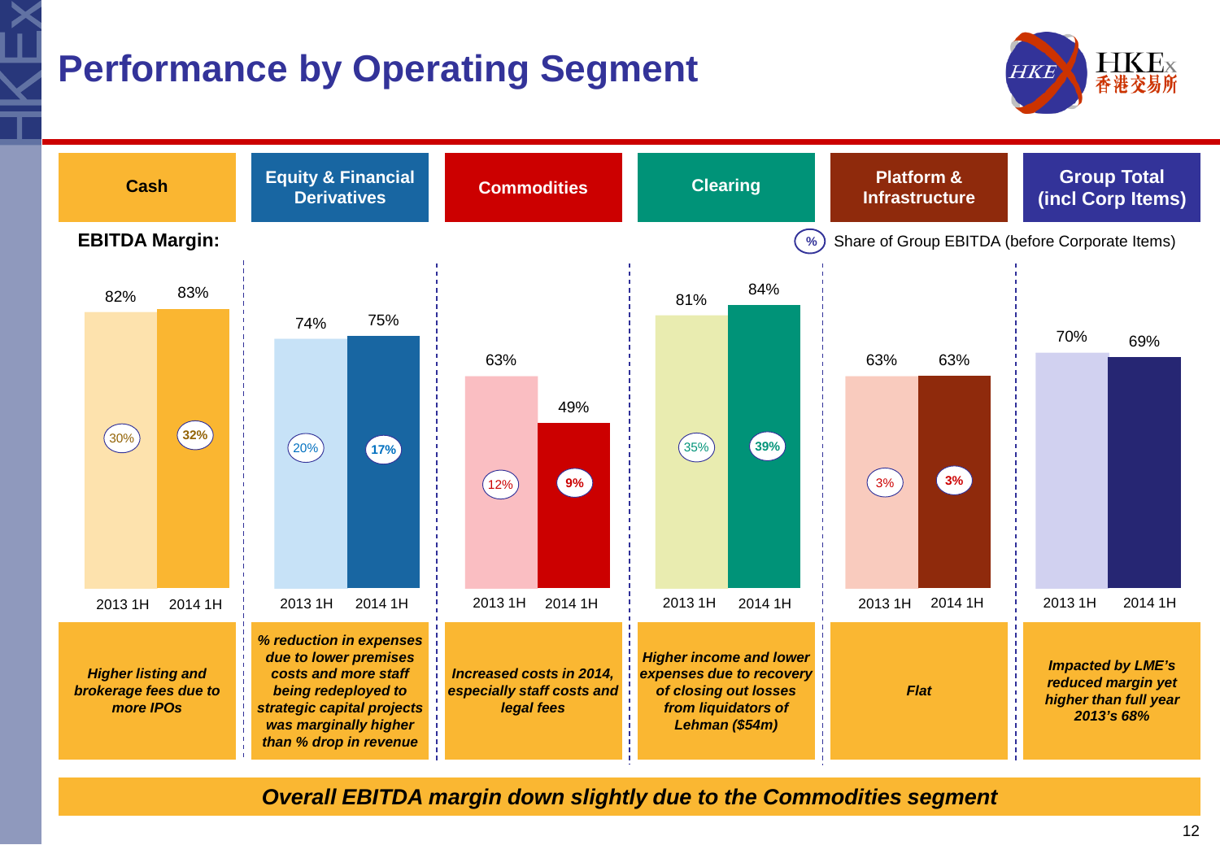# Performance by Operating Segment

**EBITDA Margin:**

(%) Share of Group EBITDA (before Corporate Items)

| Segment | 2013 1H EBITDA Margin | 2014 1H EBITDA Margin | 2013 1H Share of Group EBITDA | 2014 1H Share of Group EBITDA | Comment |
|---|---|---|---|---|---|
| Cash | 82% | 83% | 30% | 32% | *Higher listing and brokerage fees due to more IPOs* |
| Equity & Financial Derivatives | 74% | 75% | 20% | 17% | *% reduction in expenses due to lower premises costs and more staff being redeployed to strategic capital projects was marginally higher than % drop in revenue* |
| Commodities | 63% | 49% | 12% | 9% | *Increased costs in 2014, especially staff costs and legal fees* |
| Clearing | 81% | 84% | 35% | 39% | *Higher income and lower expenses due to recovery of closing out losses from liquidators of Lehman ($54m)* |
| Platform & Infrastructure | 63% | 63% | 3% | 3% | *Flat* |
| Group Total (incl Corp Items) | 70% | 69% | | | *Impacted by LME's reduced margin yet higher than full year 2013's 68%* |

***Overall EBITDA margin down slightly due to the Commodities segment***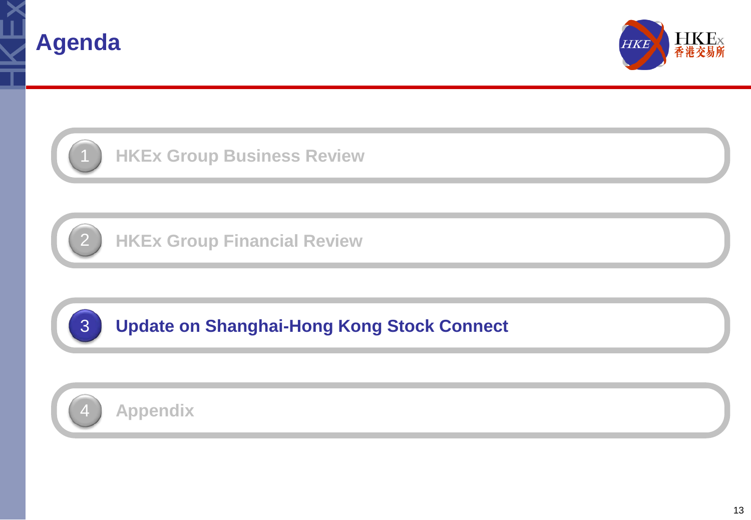# Agenda

1. HKEx Group Business Review
2. HKEx Group Financial Review
3. **Update on Shanghai-Hong Kong Stock Connect**
4. Appendix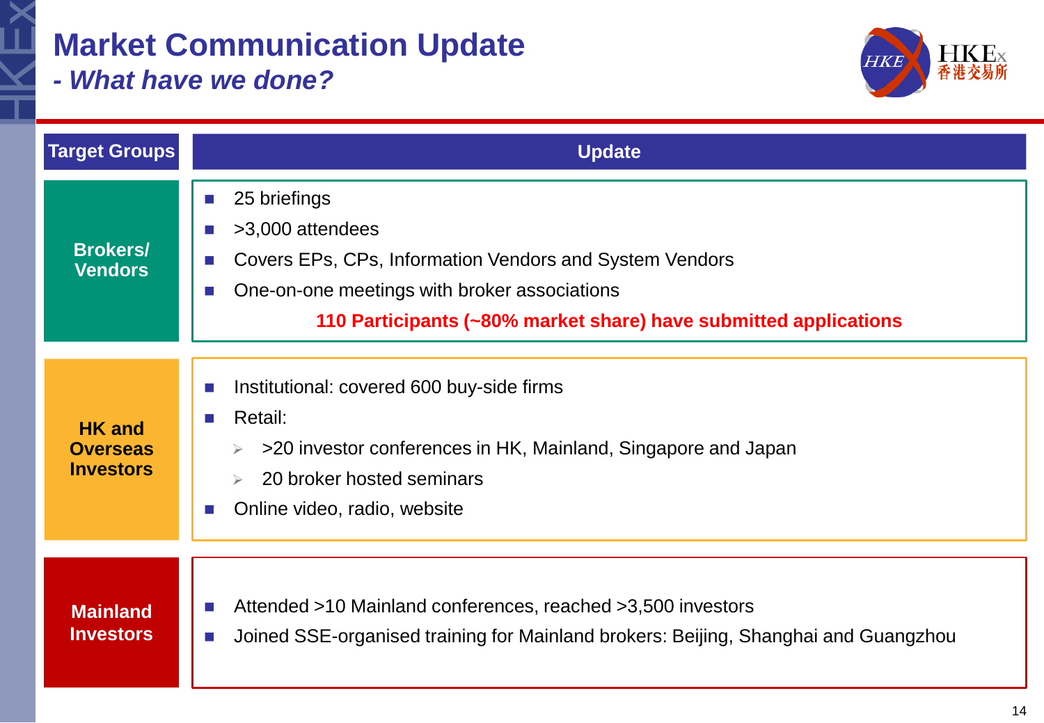# Market Communication Update
## *- What have we done?*

| Target Groups | Update |
|---|---|
| Brokers/ Vendors | ■ 25 briefings<br>■ >3,000 attendees<br>■ Covers EPs, CPs, Information Vendors and System Vendors<br>■ One-on-one meetings with broker associations<br>**110 Participants (~80% market share) have submitted applications** |
| HK and Overseas Investors | ■ Institutional: covered 600 buy-side firms<br>■ Retail:<br>➢ >20 investor conferences in HK, Mainland, Singapore and Japan<br>➢ 20 broker hosted seminars<br>■ Online video, radio, website |
| Mainland Investors | ■ Attended >10 Mainland conferences, reached >3,500 investors<br>■ Joined SSE-organised training for Mainland brokers: Beijing, Shanghai and Guangzhou |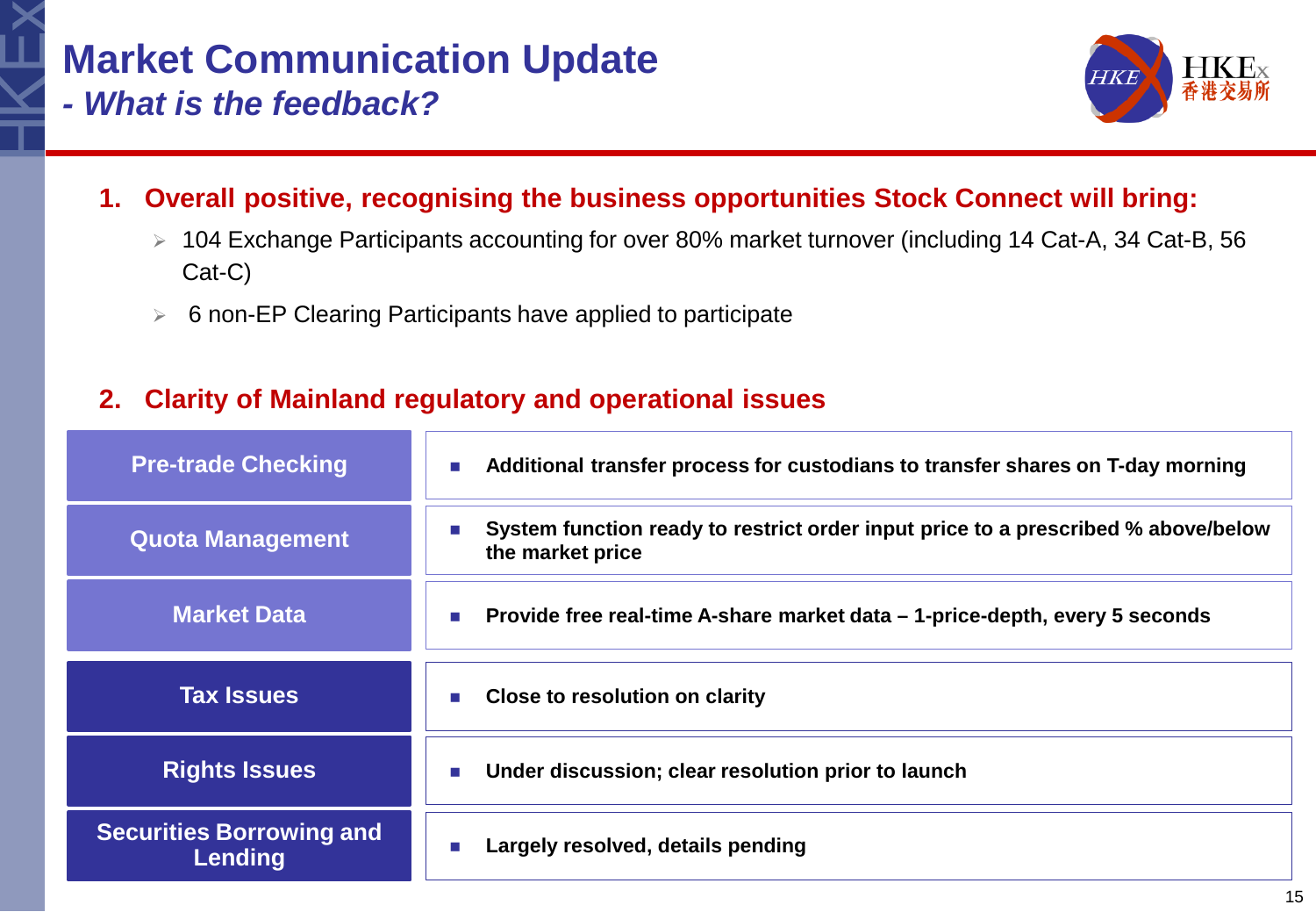# Market Communication Update

## *- What is the feedback?*

### 1. Overall positive, recognising the business opportunities Stock Connect will bring:

- 104 Exchange Participants accounting for over 80% market turnover (including 14 Cat-A, 34 Cat-B, 56 Cat-C)
- 6 non-EP Clearing Participants have applied to participate

### 2. Clarity of Mainland regulatory and operational issues

| | |
|---|---|
| **Pre-trade Checking** | **Additional transfer process for custodians to transfer shares on T-day morning** |
| **Quota Management** | **System function ready to restrict order input price to a prescribed % above/below the market price** |
| **Market Data** | **Provide free real-time A-share market data – 1-price-depth, every 5 seconds** |
| **Tax Issues** | **Close to resolution on clarity** |
| **Rights Issues** | **Under discussion; clear resolution prior to launch** |
| **Securities Borrowing and Lending** | **Largely resolved, details pending** |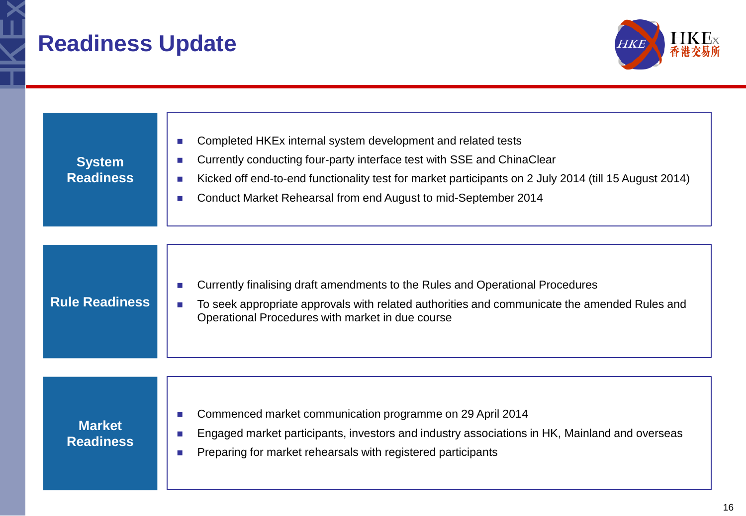# Readiness Update

## System Readiness

- Completed HKEx internal system development and related tests
- Currently conducting four-party interface test with SSE and ChinaClear
- Kicked off end-to-end functionality test for market participants on 2 July 2014 (till 15 August 2014)
- Conduct Market Rehearsal from end August to mid-September 2014

## Rule Readiness

- Currently finalising draft amendments to the Rules and Operational Procedures
- To seek appropriate approvals with related authorities and communicate the amended Rules and Operational Procedures with market in due course

## Market Readiness

- Commenced market communication programme on 29 April 2014
- Engaged market participants, investors and industry associations in HK, Mainland and overseas
- Preparing for market rehearsals with registered participants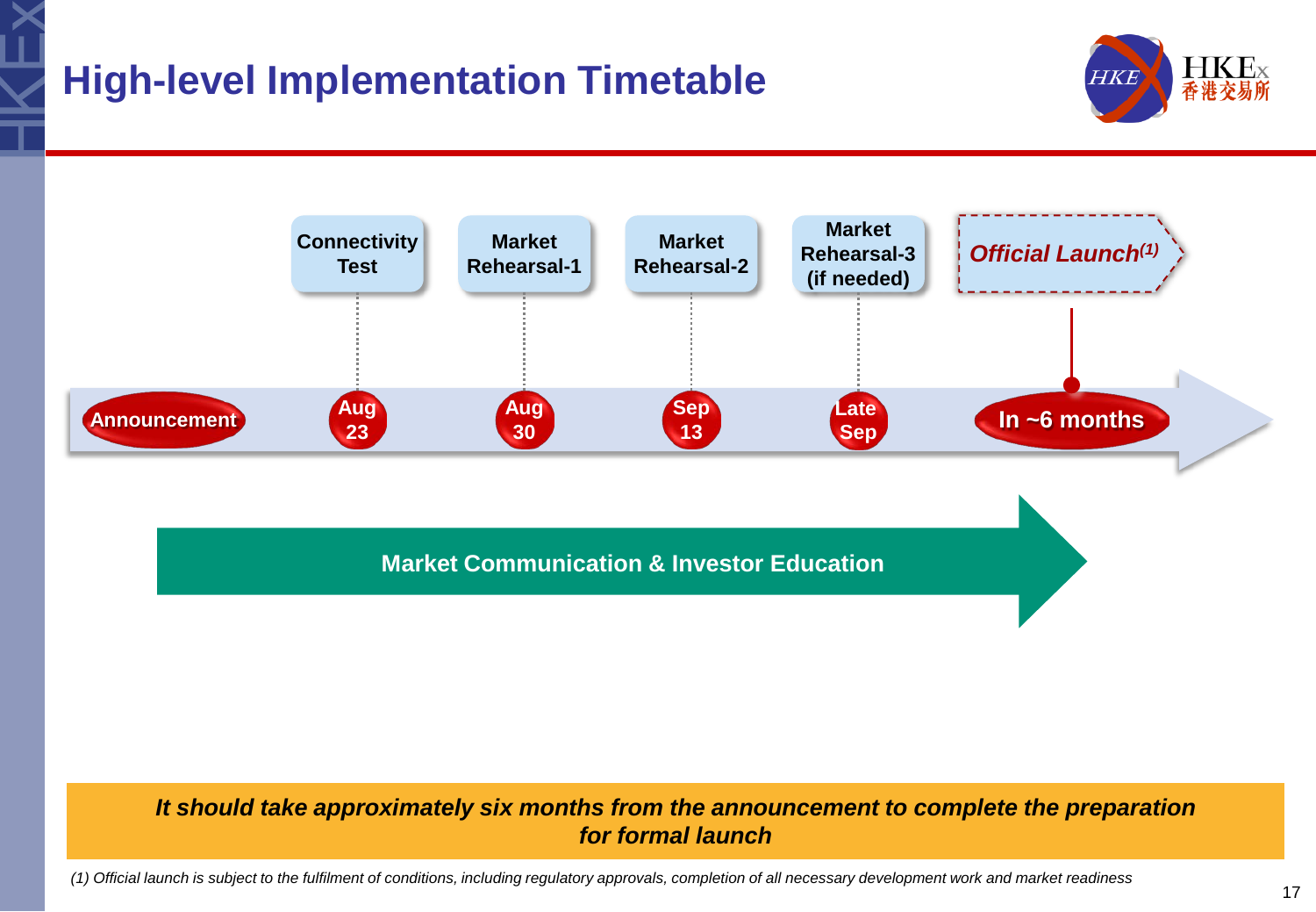# High-level Implementation Timetable

| Milestone | Date |
| --- | --- |
| Announcement | |
| Connectivity Test | Aug 23 |
| Market Rehearsal-1 | Aug 30 |
| Market Rehearsal-2 | Sep 13 |
| Market Rehearsal-3 (if needed) | Late Sep |
| *Official Launch*[1] | In ~6 months |

**Market Communication & Investor Education**

***It should take approximately six months from the announcement to complete the preparation for formal launch***

*(1) Official launch is subject to the fulfilment of conditions, including regulatory approvals, completion of all necessary development work and market readiness*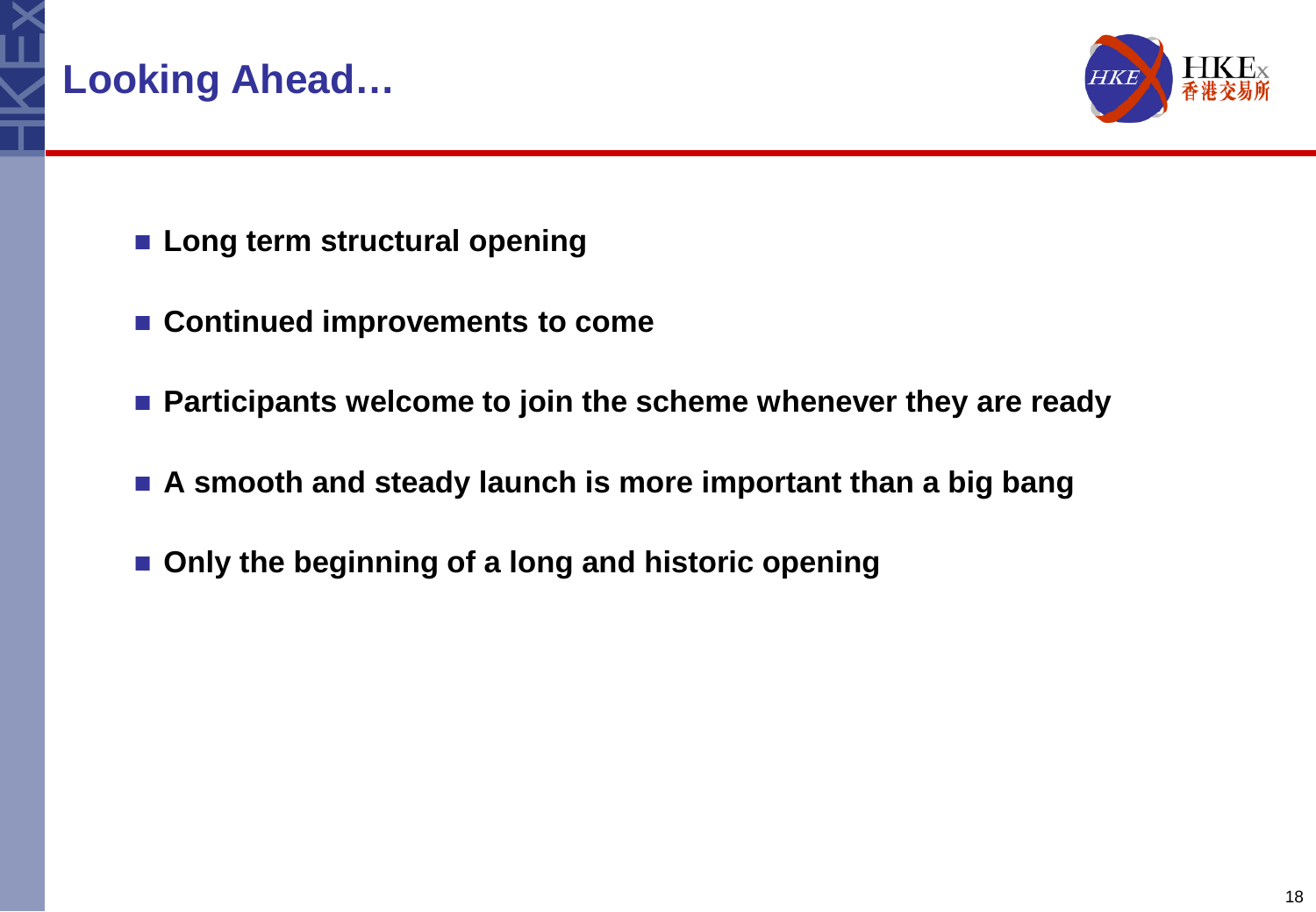# Looking Ahead…

- **Long term structural opening**
- **Continued improvements to come**
- **Participants welcome to join the scheme whenever they are ready**
- **A smooth and steady launch is more important than a big bang**
- **Only the beginning of a long and historic opening**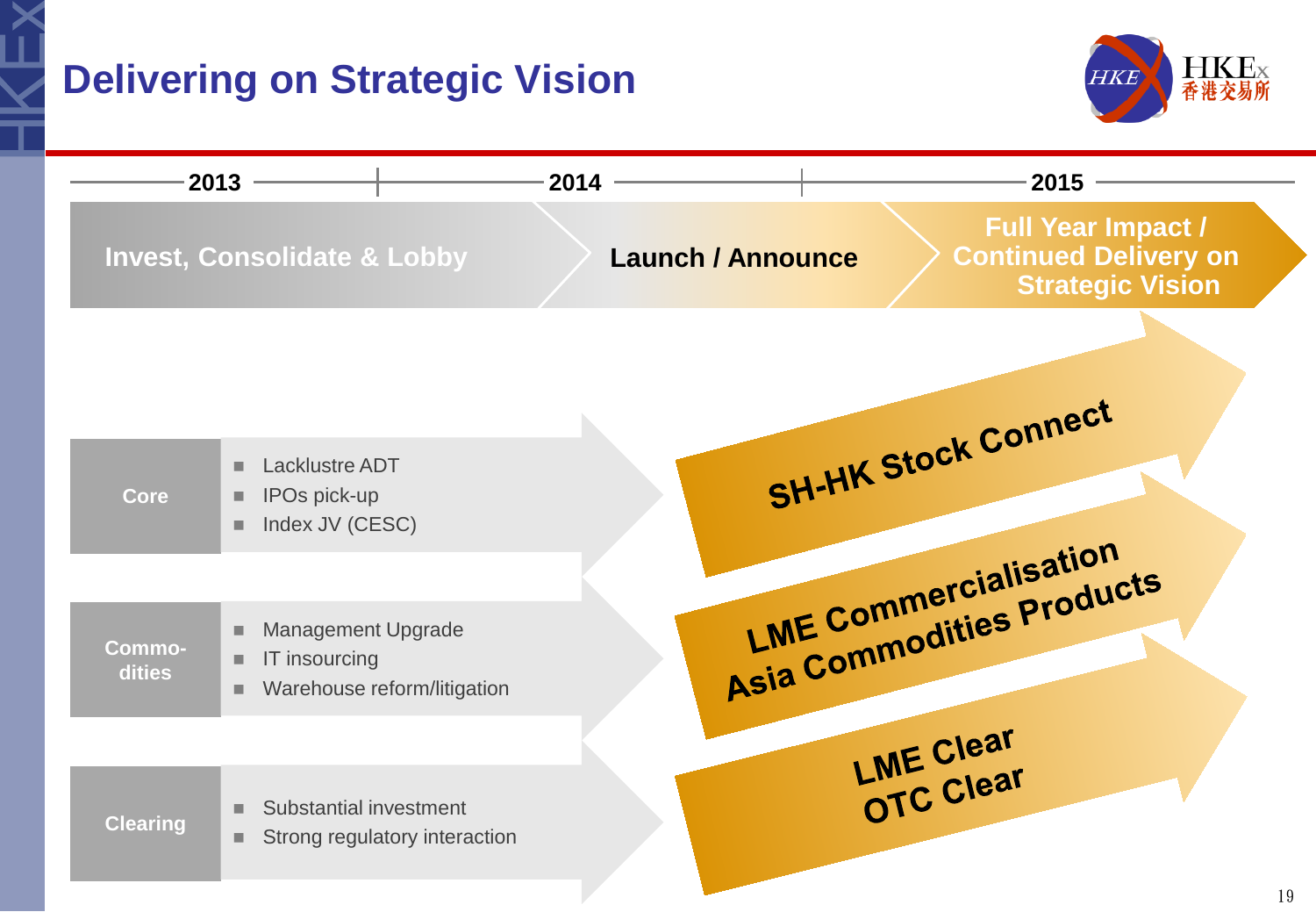# Delivering on Strategic Vision

| 2013 | 2014 | 2015 |
| --- | --- | --- |
| Invest, Consolidate & Lobby | Launch / Announce | Full Year Impact / Continued Delivery on Strategic Vision |

**Core**

- Lacklustre ADT
- IPOs pick-up
- Index JV (CESC)

→ **SH-HK Stock Connect**

**Commo-dities**

- Management Upgrade
- IT insourcing
- Warehouse reform/litigation

→ **LME Commercialisation**
**Asia Commodities Products**

**Clearing**

- Substantial investment
- Strong regulatory interaction

→ **LME Clear**
**OTC Clear**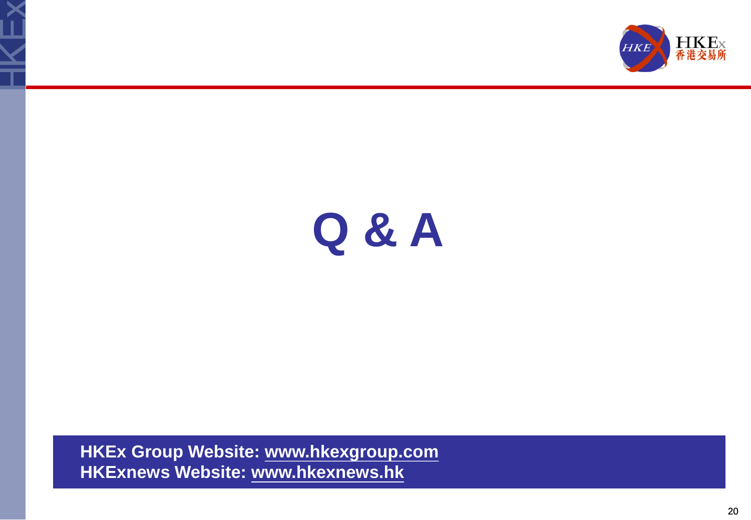# Q & A

**HKEx Group Website: www.hkexgroup.com**
**HKExnews Website: www.hkexnews.hk**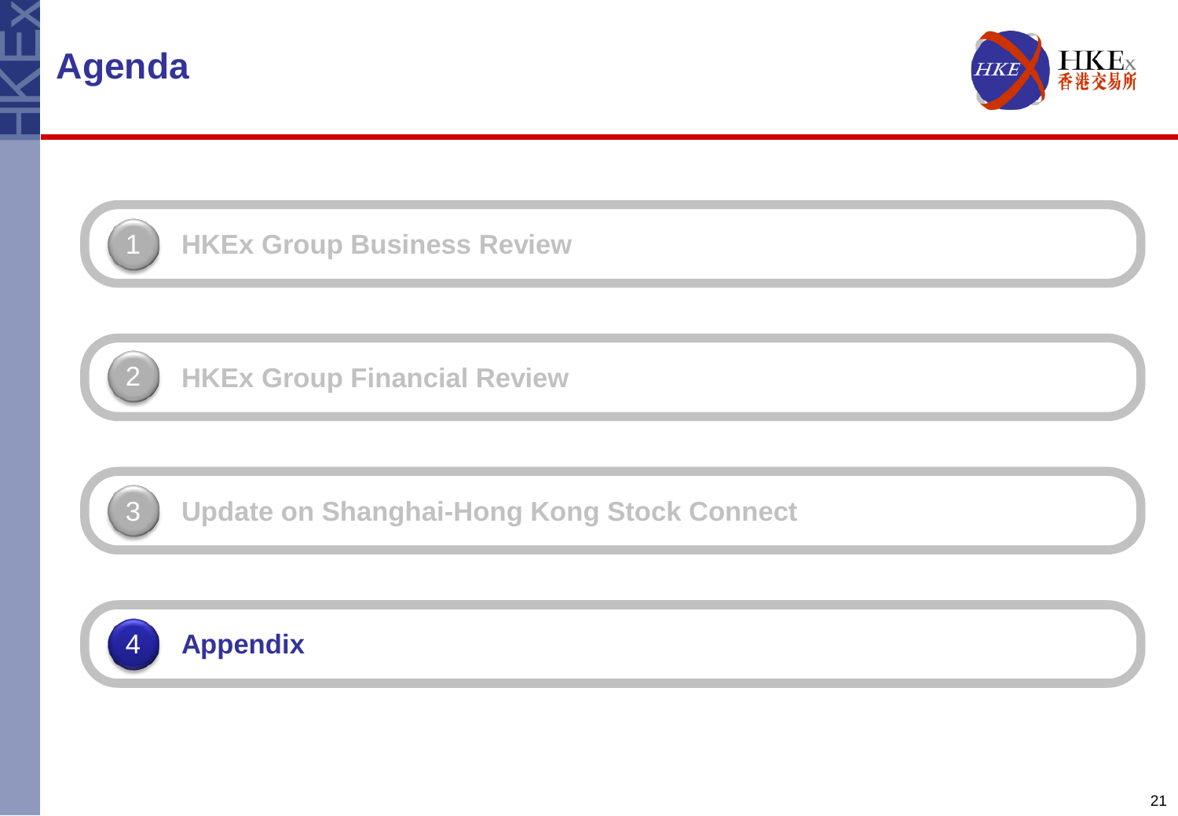# Agenda

1. HKEx Group Business Review
2. HKEx Group Financial Review
3. Update on Shanghai-Hong Kong Stock Connect
4. **Appendix**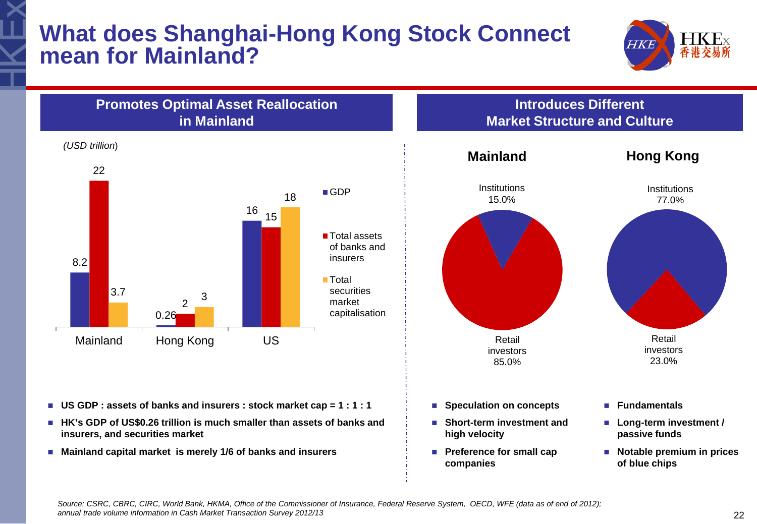# What does Shanghai-Hong Kong Stock Connect mean for Mainland?

## Promotes Optimal Asset Reallocation in Mainland

*(USD trillion)*

| | GDP | Total assets of banks and insurers | Total securities market capitalisation |
|---|---|---|---|
| Mainland | 8.2 | 22 | 3.7 |
| Hong Kong | 0.26 | 2 | 3 |
| US | 16 | 15 | 18 |

- **US GDP : assets of banks and insurers : stock market cap = 1 : 1 : 1**
- **HK's GDP of US$0.26 trillion is much smaller than assets of banks and insurers, and securities market**
- **Mainland capital market is merely 1/6 of banks and insurers**

## Introduces Different Market Structure and Culture

| | Mainland | Hong Kong |
|---|---|---|
| Institutions | 15.0% | 77.0% |
| Retail investors | 85.0% | 23.0% |

**Mainland**

- **Speculation on concepts**
- **Short-term investment and high velocity**
- **Preference for small cap companies**

**Hong Kong**

- **Fundamentals**
- **Long-term investment / passive funds**
- **Notable premium in prices of blue chips**

*Source: CSRC, CBRC, CIRC, World Bank, HKMA, Office of the Commissioner of Insurance, Federal Reserve System, OECD, WFE (data as of end of 2012); annual trade volume information in Cash Market Transaction Survey 2012/13*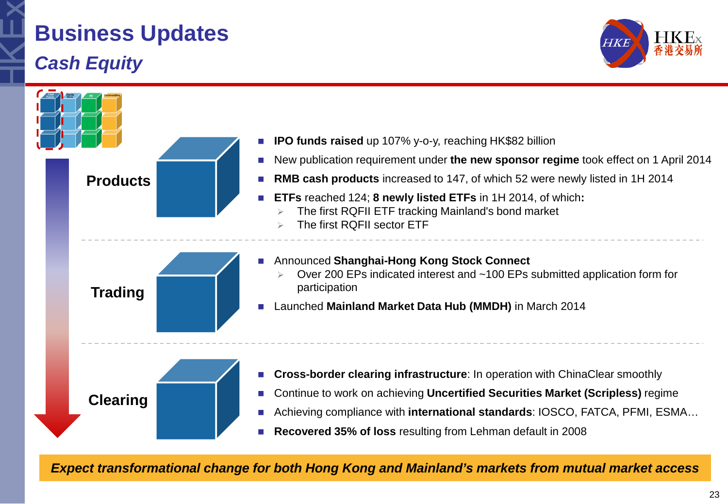# Business Updates

## *Cash Equity*

### Products

- **IPO funds raised** up 107% y-o-y, reaching HK$82 billion
- New publication requirement under **the new sponsor regime** took effect on 1 April 2014
- **RMB cash products** increased to 147, of which 52 were newly listed in 1H 2014
- **ETFs** reached 124; **8 newly listed ETFs** in 1H 2014, of which**:**
  - The first RQFII ETF tracking Mainland's bond market
  - The first RQFII sector ETF

### Trading

- Announced **Shanghai-Hong Kong Stock Connect**
  - Over 200 EPs indicated interest and ~100 EPs submitted application form for participation
- Launched **Mainland Market Data Hub (MMDH)** in March 2014

### Clearing

- **Cross-border clearing infrastructure**: In operation with ChinaClear smoothly
- Continue to work on achieving **Uncertified Securities Market (Scripless)** regime
- Achieving compliance with **international standards**: IOSCO, FATCA, PFMI, ESMA…
- **Recovered 35% of loss** resulting from Lehman default in 2008

***Expect transformational change for both Hong Kong and Mainland's markets from mutual market access***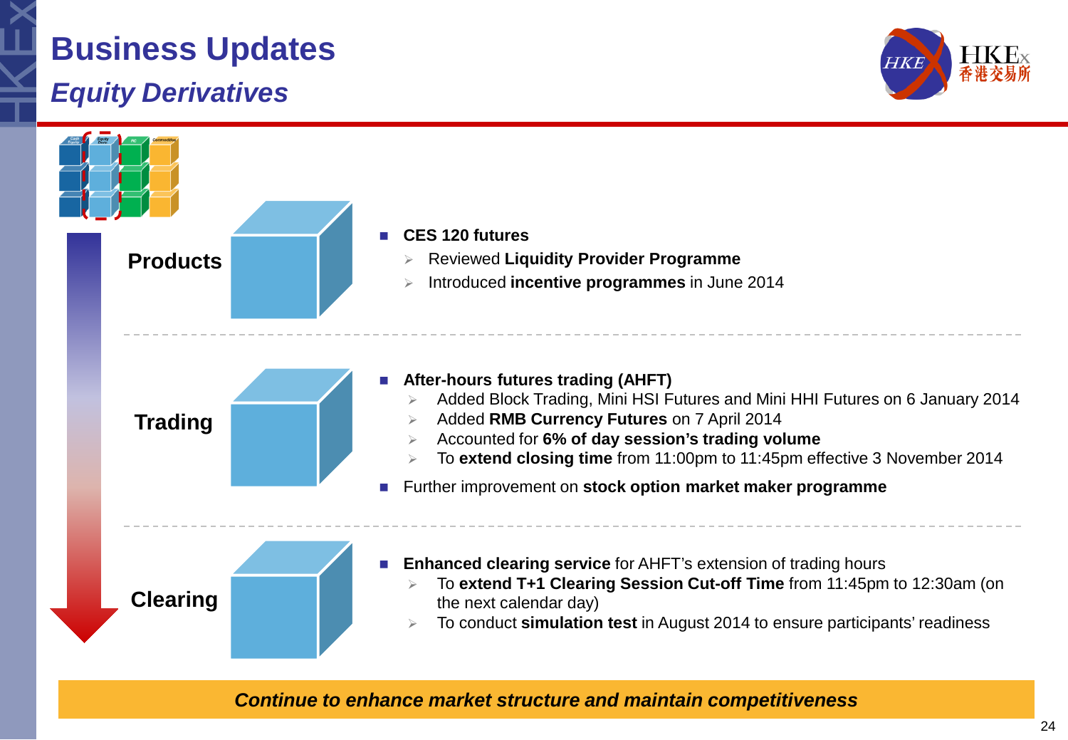# Business Updates

## *Equity Derivatives*

### Products

- **CES 120 futures**
  - Reviewed **Liquidity Provider Programme**
  - Introduced **incentive programmes** in June 2014

### Trading

- **After-hours futures trading (AHFT)**
  - Added Block Trading, Mini HSI Futures and Mini HHI Futures on 6 January 2014
  - Added **RMB Currency Futures** on 7 April 2014
  - Accounted for **6% of day session's trading volume**
  - To **extend closing time** from 11:00pm to 11:45pm effective 3 November 2014
- Further improvement on **stock option market maker programme**

### Clearing

- **Enhanced clearing service** for AHFT's extension of trading hours
  - To **extend T+1 Clearing Session Cut-off Time** from 11:45pm to 12:30am (on the next calendar day)
  - To conduct **simulation test** in August 2014 to ensure participants' readiness

***Continue to enhance market structure and maintain competitiveness***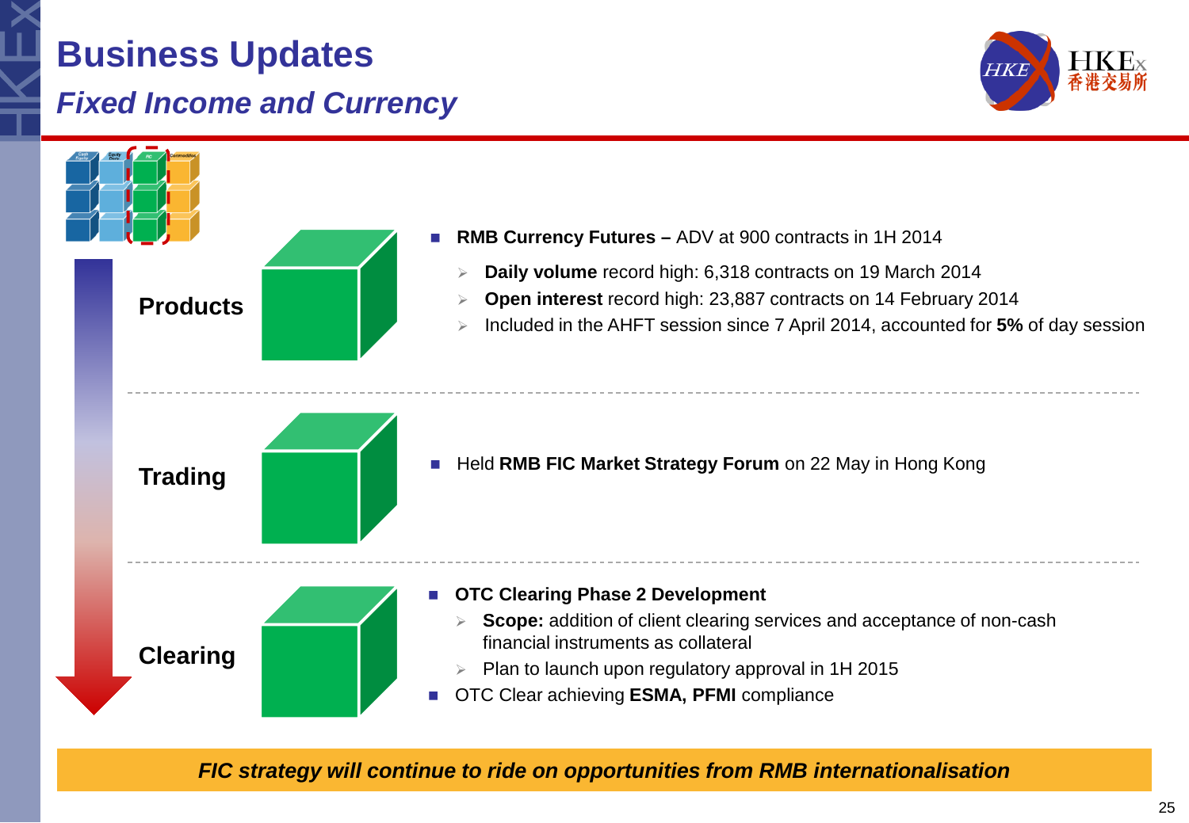# Business Updates

## *Fixed Income and Currency*

### Products

- **RMB Currency Futures –** ADV at 900 contracts in 1H 2014
  - **Daily volume** record high: 6,318 contracts on 19 March 2014
  - **Open interest** record high: 23,887 contracts on 14 February 2014
  - Included in the AHFT session since 7 April 2014, accounted for **5%** of day session

### Trading

- Held **RMB FIC Market Strategy Forum** on 22 May in Hong Kong

### Clearing

- **OTC Clearing Phase 2 Development**
  - **Scope:** addition of client clearing services and acceptance of non-cash financial instruments as collateral
  - Plan to launch upon regulatory approval in 1H 2015
- OTC Clear achieving **ESMA, PFMI** compliance

***FIC strategy will continue to ride on opportunities from RMB internationalisation***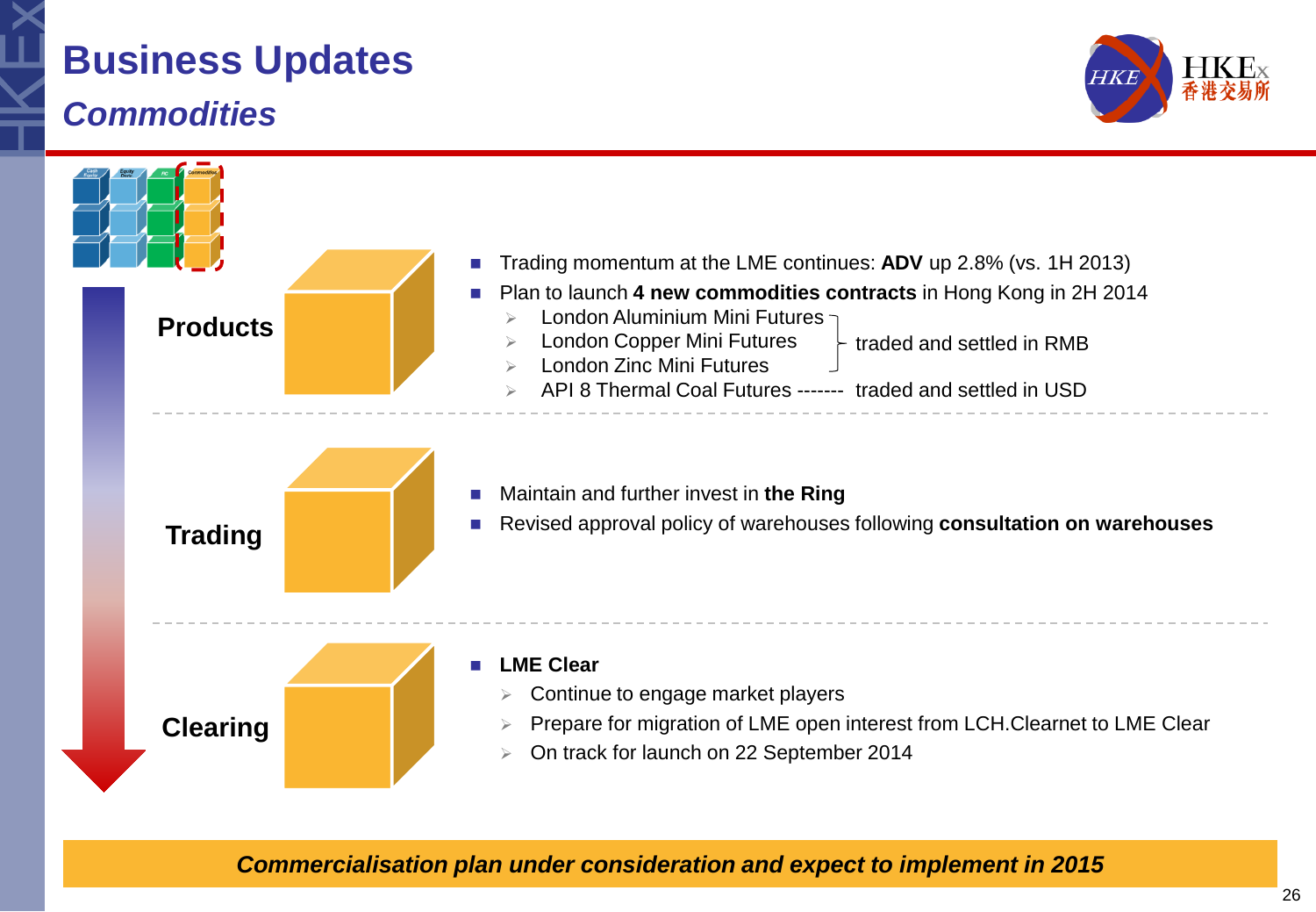# Business Updates

## *Commodities*

### Products

- Trading momentum at the LME continues: **ADV** up 2.8% (vs. 1H 2013)
- Plan to launch **4 new commodities contracts** in Hong Kong in 2H 2014
  - London Aluminium Mini Futures
  - London Copper Mini Futures
  - London Zinc Mini Futures
  
  (traded and settled in RMB)
  - API 8 Thermal Coal Futures ------- traded and settled in USD

### Trading

- Maintain and further invest in **the Ring**
- Revised approval policy of warehouses following **consultation on warehouses**

### Clearing

- **LME Clear**
  - Continue to engage market players
  - Prepare for migration of LME open interest from LCH.Clearnet to LME Clear
  - On track for launch on 22 September 2014

***Commercialisation plan under consideration and expect to implement in 2015***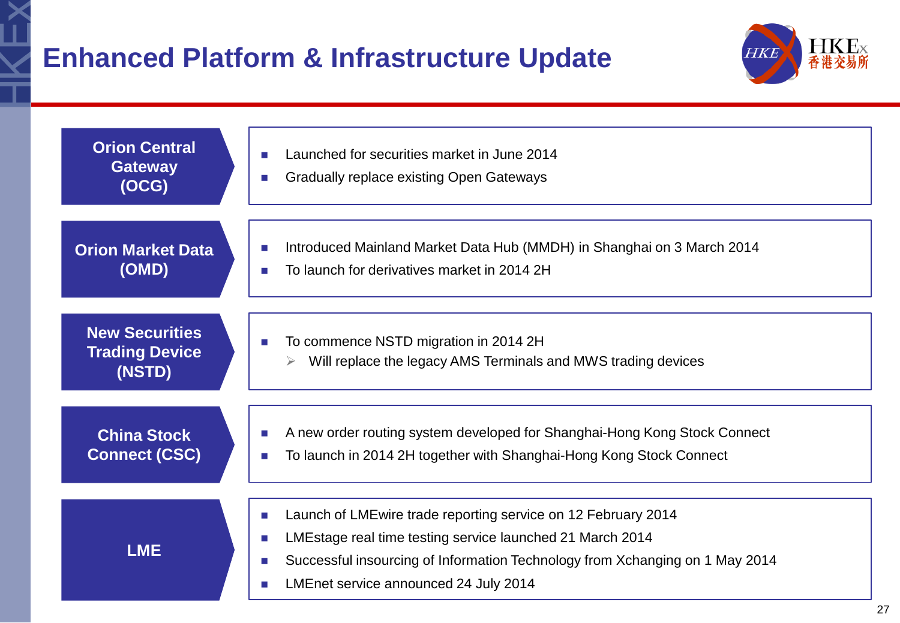# Enhanced Platform & Infrastructure Update

## Orion Central Gateway (OCG)

- Launched for securities market in June 2014
- Gradually replace existing Open Gateways

## Orion Market Data (OMD)

- Introduced Mainland Market Data Hub (MMDH) in Shanghai on 3 March 2014
- To launch for derivatives market in 2014 2H

## New Securities Trading Device (NSTD)

- To commence NSTD migration in 2014 2H
  - Will replace the legacy AMS Terminals and MWS trading devices

## China Stock Connect (CSC)

- A new order routing system developed for Shanghai-Hong Kong Stock Connect
- To launch in 2014 2H together with Shanghai-Hong Kong Stock Connect

## LME

- Launch of LMEwire trade reporting service on 12 February 2014
- LMEstage real time testing service launched 21 March 2014
- Successful insourcing of Information Technology from Xchanging on 1 May 2014
- LMEnet service announced 24 July 2014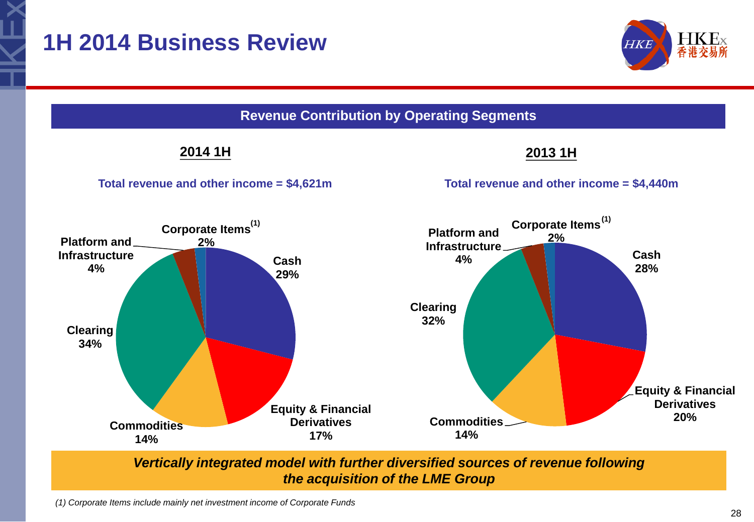# 1H 2014 Business Review

## Revenue Contribution by Operating Segments

**2014 1H**

**Total revenue and other income = $4,621m**

- Cash 29%
- Equity & Financial Derivatives 17%
- Commodities 14%
- Clearing 34%
- Platform and Infrastructure 4%
- Corporate Items[1] 2%

**2013 1H**

**Total revenue and other income = $4,440m**

- Cash 28%
- Equity & Financial Derivatives 20%
- Commodities 14%
- Clearing 32%
- Platform and Infrastructure 4%
- Corporate Items[1] 2%

***Vertically integrated model with further diversified sources of revenue following the acquisition of the LME Group***

*(1) Corporate Items include mainly net investment income of Corporate Funds*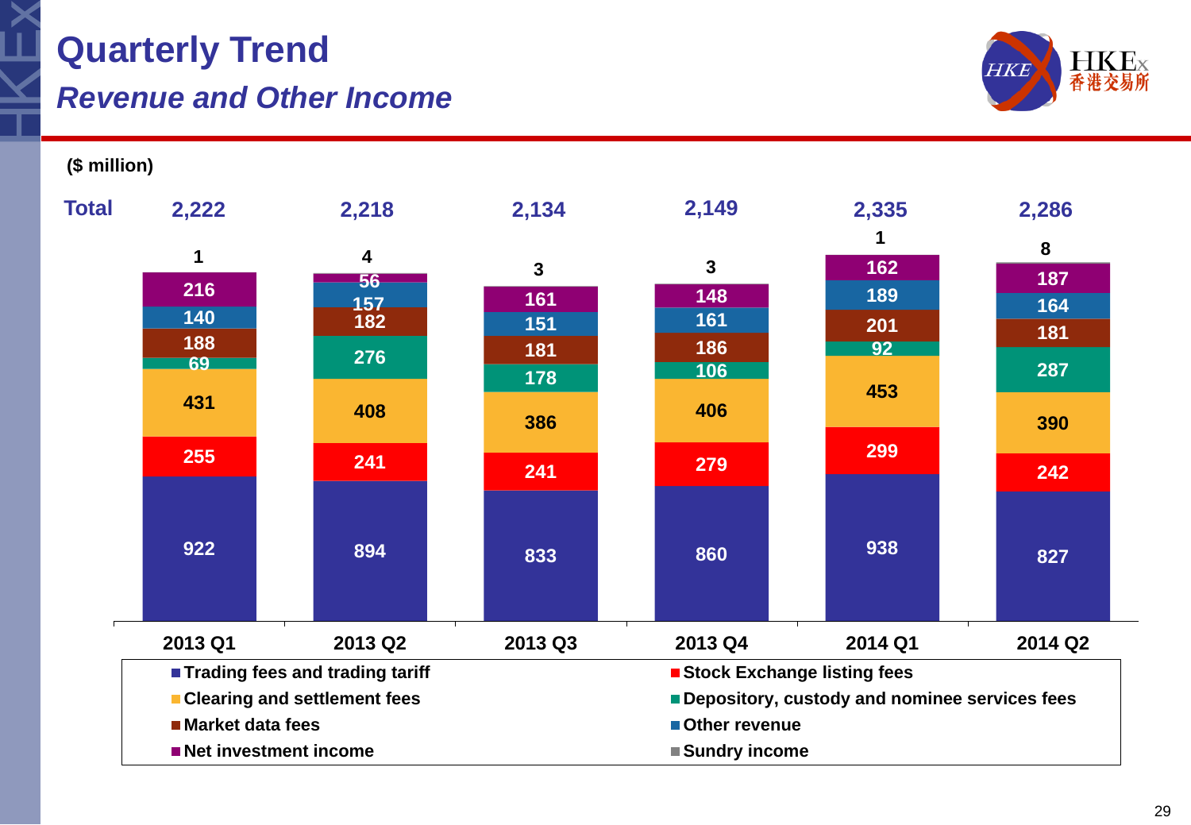# Quarterly Trend

## *Revenue and Other Income*

**($ million)**

| | 2013 Q1 | 2013 Q2 | 2013 Q3 | 2013 Q4 | 2014 Q1 | 2014 Q2 |
|---|---|---|---|---|---|---|
| **Total** | 2,222 | 2,218 | 2,134 | 2,149 | 2,335 | 2,286 |
| Sundry income | 1 | 4 | 3 | 3 | 1 | 8 |
| Net investment income | 216 | 56 | 161 | 148 | 162 | 187 |
| Other revenue | 140 | 157 | 151 | 161 | 189 | 164 |
| Market data fees | 188 | 182 | 181 | 186 | 201 | 181 |
| Depository, custody and nominee services fees | 69 | 276 | 178 | 106 | 92 | 287 |
| Clearing and settlement fees | 431 | 408 | 386 | 406 | 453 | 390 |
| Stock Exchange listing fees | 255 | 241 | 241 | 279 | 299 | 242 |
| Trading fees and trading tariff | 922 | 894 | 833 | 860 | 938 | 827 |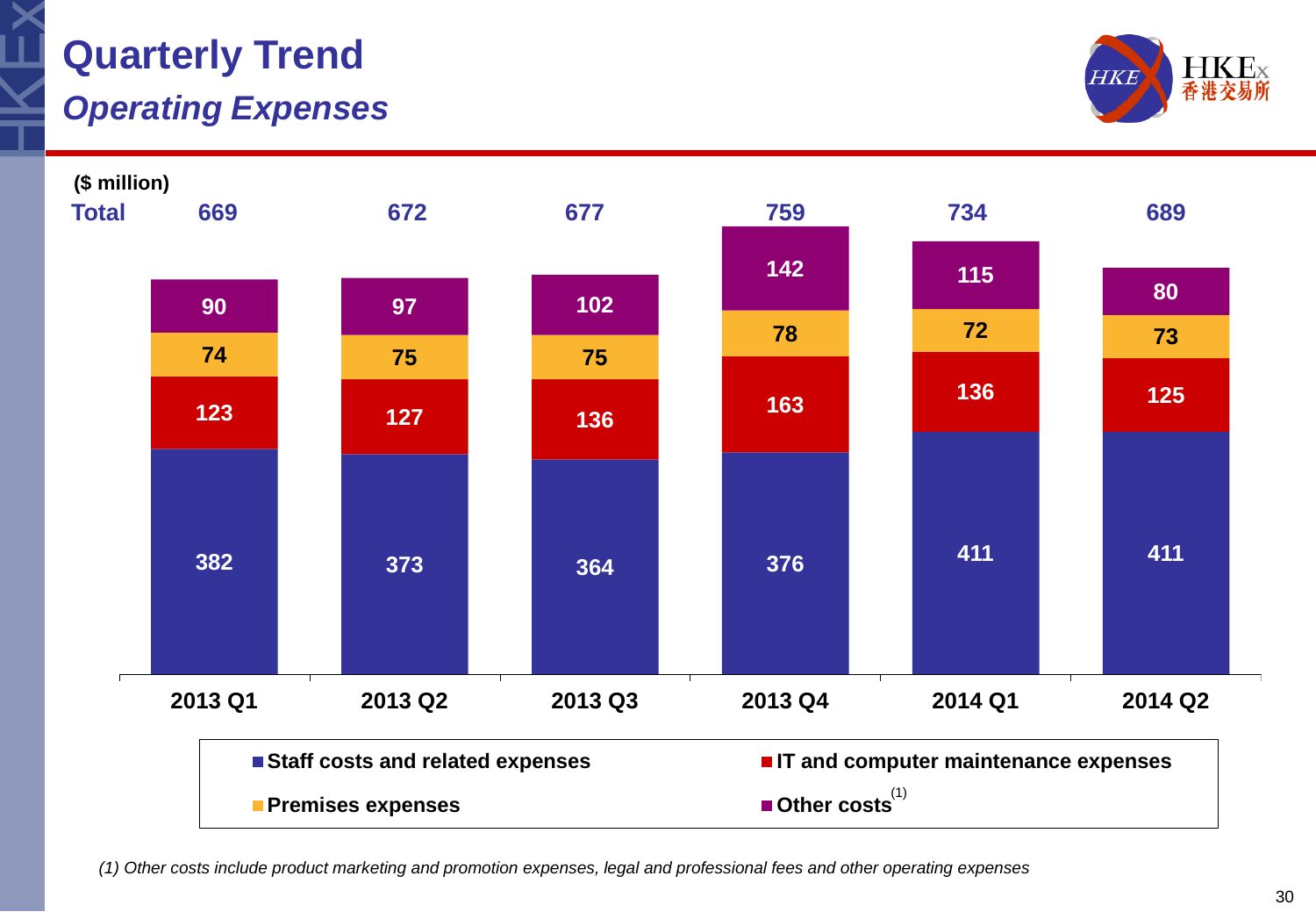# Quarterly Trend

## *Operating Expenses*

($ million)

| | 2013 Q1 | 2013 Q2 | 2013 Q3 | 2013 Q4 | 2014 Q1 | 2014 Q2 |
|---|---|---|---|---|---|---|
| Staff costs and related expenses | 382 | 373 | 364 | 376 | 411 | 411 |
| IT and computer maintenance expenses | 123 | 127 | 136 | 163 | 136 | 125 |
| Premises expenses | 74 | 75 | 75 | 78 | 72 | 73 |
| Other costs[(1)] | 90 | 97 | 102 | 142 | 115 | 80 |
| **Total** | **669** | **672** | **677** | **759** | **734** | **689** |

*(1) Other costs include product marketing and promotion expenses, legal and professional fees and other operating expenses*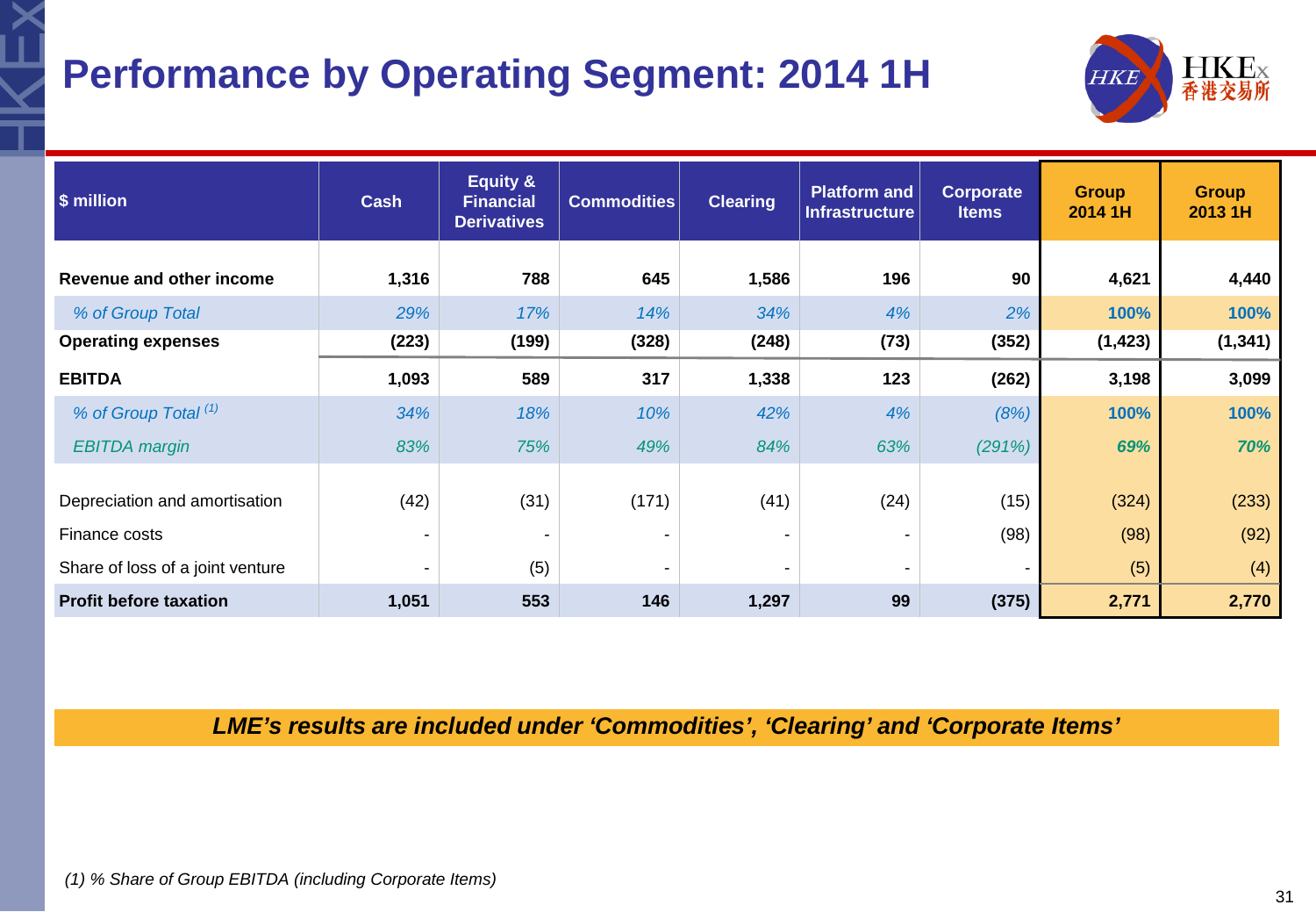# Performance by Operating Segment: 2014 1H

| $ million | Cash | Equity & Financial Derivatives | Commodities | Clearing | Platform and Infrastructure | Corporate Items | Group 2014 1H | Group 2013 1H |
|---|---|---|---|---|---|---|---|---|
| **Revenue and other income** | **1,316** | **788** | **645** | **1,586** | **196** | **90** | **4,621** | **4,440** |
| *% of Group Total* | *29%* | *17%* | *14%* | *34%* | *4%* | *2%* | **100%** | **100%** |
| **Operating expenses** | **(223)** | **(199)** | **(328)** | **(248)** | **(73)** | **(352)** | **(1,423)** | **(1,341)** |
| **EBITDA** | **1,093** | **589** | **317** | **1,338** | **123** | **(262)** | **3,198** | **3,099** |
| *% of Group Total [(1)]* | *34%* | *18%* | *10%* | *42%* | *4%* | *(8%)* | **100%** | **100%** |
| *EBITDA margin* | *83%* | *75%* | *49%* | *84%* | *63%* | *(291%)* | ***69%*** | ***70%*** |
| Depreciation and amortisation | (42) | (31) | (171) | (41) | (24) | (15) | (324) | (233) |
| Finance costs | - | - | - | - | - | (98) | (98) | (92) |
| Share of loss of a joint venture | - | (5) | - | - | - | - | (5) | (4) |
| **Profit before taxation** | **1,051** | **553** | **146** | **1,297** | **99** | **(375)** | **2,771** | **2,770** |

***LME's results are included under 'Commodities', 'Clearing' and 'Corporate Items'***

*(1) % Share of Group EBITDA (including Corporate Items)*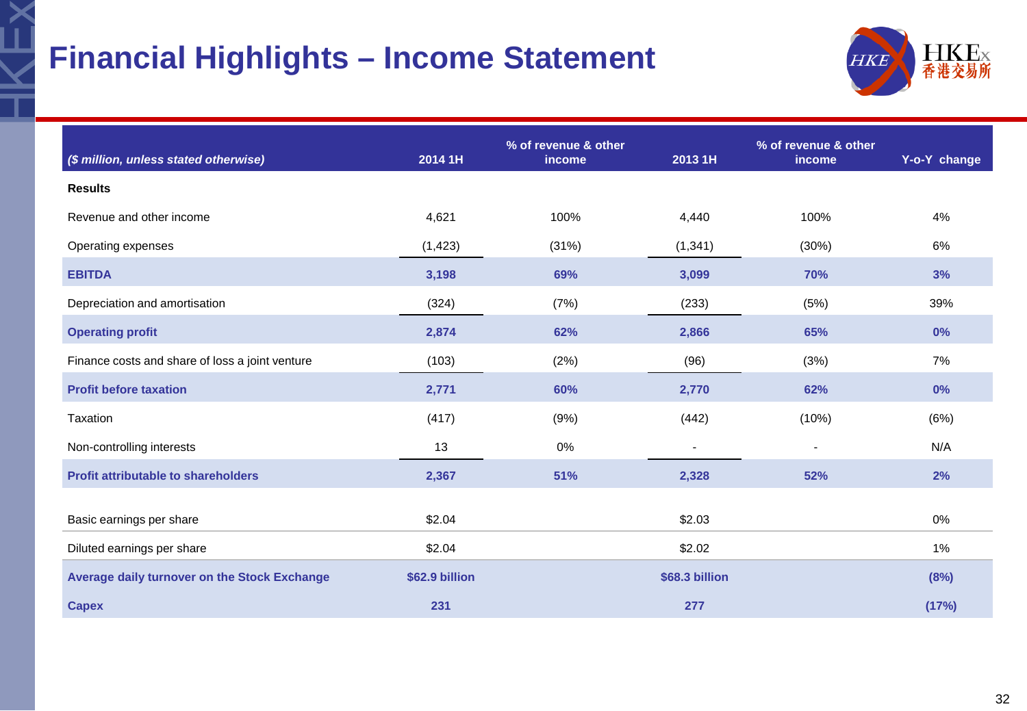# Financial Highlights – Income Statement

| *($ million, unless stated otherwise)* | 2014 1H | % of revenue & other income | 2013 1H | % of revenue & other income | Y-o-Y change |
|---|---|---|---|---|---|
| **Results** | | | | | |
| Revenue and other income | 4,621 | 100% | 4,440 | 100% | 4% |
| Operating expenses | (1,423) | (31%) | (1,341) | (30%) | 6% |
| **EBITDA** | **3,198** | **69%** | **3,099** | **70%** | **3%** |
| Depreciation and amortisation | (324) | (7%) | (233) | (5%) | 39% |
| **Operating profit** | **2,874** | **62%** | **2,866** | **65%** | **0%** |
| Finance costs and share of loss a joint venture | (103) | (2%) | (96) | (3%) | 7% |
| **Profit before taxation** | **2,771** | **60%** | **2,770** | **62%** | **0%** |
| Taxation | (417) | (9%) | (442) | (10%) | (6%) |
| Non-controlling interests | 13 | 0% | - | - | N/A |
| **Profit attributable to shareholders** | **2,367** | **51%** | **2,328** | **52%** | **2%** |
| Basic earnings per share | $2.04 | | $2.03 | | 0% |
| Diluted earnings per share | $2.04 | | $2.02 | | 1% |
| **Average daily turnover on the Stock Exchange** | **$62.9 billion** | | **$68.3 billion** | | **(8%)** |
| **Capex** | **231** | | **277** | | **(17%)** |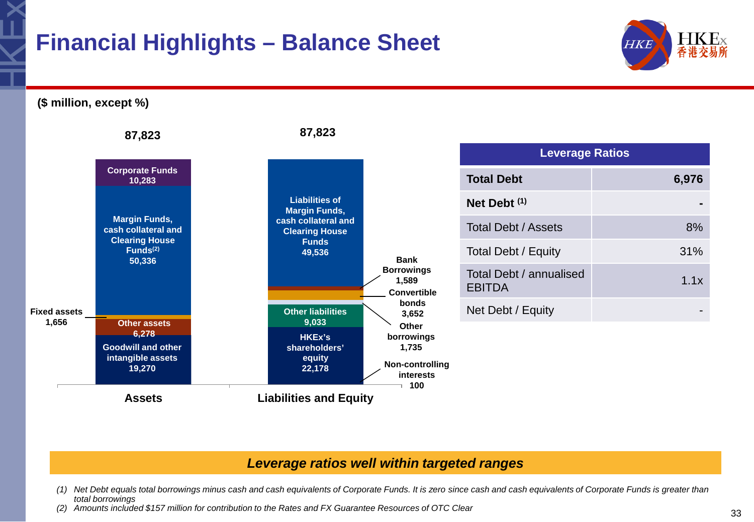# Financial Highlights – Balance Sheet

**($ million, except %)**

87,823

Corporate Funds 10,283

Margin Funds, cash collateral and Clearing House Funds[(2)] 50,336

Fixed assets 1,656

Other assets 6,278

Goodwill and other intangible assets 19,270

Assets

87,823

Liabilities of Margin Funds, cash collateral and Clearing House Funds 49,536

Bank Borrowings 1,589

Convertible bonds 3,652

Other borrowings 1,735

Other liabilities 9,033

HKEx's shareholders' equity 22,178

Non-controlling interests 100

Liabilities and Equity

| Leverage Ratios | |
|---|---|
| **Total Debt** | **6,976** |
| **Net Debt [(1)]** | **-** |
| Total Debt / Assets | 8% |
| Total Debt / Equity | 31% |
| Total Debt / annualised EBITDA | 1.1x |
| Net Debt / Equity | - |

***Leverage ratios well within targeted ranges***

*(1) Net Debt equals total borrowings minus cash and cash equivalents of Corporate Funds. It is zero since cash and cash equivalents of Corporate Funds is greater than total borrowings*

*(2) Amounts included $157 million for contribution to the Rates and FX Guarantee Resources of OTC Clear*